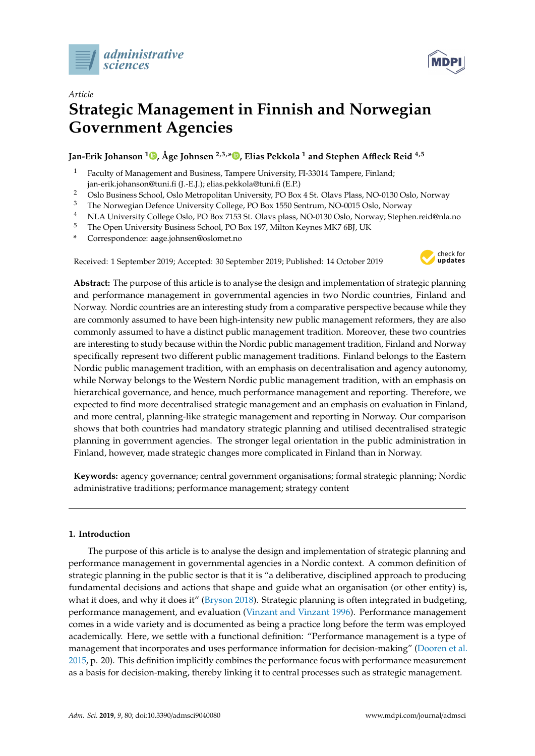Article

# Strategic Management in Finnish and Norwegian Government Agencies

**Jan-Erik Johanson [1], Åge Johnsen [2,3,*], Elias Pekkola [1] and Stephen Affleck Reid [4,5]**

1. Faculty of Management and Business, Tampere University, FI-33014 Tampere, Finland; jan-erik.johanson@tuni.fi (J.-E.J.); elias.pekkola@tuni.fi (E.P.)
2. Oslo Business School, Oslo Metropolitan University, PO Box 4 St. Olavs Plass, NO-0130 Oslo, Norway
3. The Norwegian Defence University College, PO Box 1550 Sentrum, NO-0015 Oslo, Norway
4. NLA University College Oslo, PO Box 7153 St. Olavs plass, NO-0130 Oslo, Norway; Stephen.reid@nla.no
5. The Open University Business School, PO Box 197, Milton Keynes MK7 6BJ, UK

\* Correspondence: aage.johnsen@oslomet.no

Received: 1 September 2019; Accepted: 30 September 2019; Published: 14 October 2019

**Abstract:** The purpose of this article is to analyse the design and implementation of strategic planning and performance management in governmental agencies in two Nordic countries, Finland and Norway. Nordic countries are an interesting study from a comparative perspective because while they are commonly assumed to have been high-intensity new public management reformers, they are also commonly assumed to have a distinct public management tradition. Moreover, these two countries are interesting to study because within the Nordic public management tradition, Finland and Norway specifically represent two different public management traditions. Finland belongs to the Eastern Nordic public management tradition, with an emphasis on decentralisation and agency autonomy, while Norway belongs to the Western Nordic public management tradition, with an emphasis on hierarchical governance, and hence, much performance management and reporting. Therefore, we expected to find more decentralised strategic management and an emphasis on evaluation in Finland, and more central, planning-like strategic management and reporting in Norway. Our comparison shows that both countries had mandatory strategic planning and utilised decentralised strategic planning in government agencies. The stronger legal orientation in the public administration in Finland, however, made strategic changes more complicated in Finland than in Norway.

**Keywords:** agency governance; central government organisations; formal strategic planning; Nordic administrative traditions; performance management; strategy content

## 1. Introduction

The purpose of this article is to analyse the design and implementation of strategic planning and performance management in governmental agencies in a Nordic context. A common definition of strategic planning in the public sector is that it is "a deliberative, disciplined approach to producing fundamental decisions and actions that shape and guide what an organisation (or other entity) is, what it does, and why it does it" (Bryson 2018). Strategic planning is often integrated in budgeting, performance management, and evaluation (Vinzant and Vinzant 1996). Performance management comes in a wide variety and is documented as being a practice long before the term was employed academically. Here, we settle with a functional definition: "Performance management is a type of management that incorporates and uses performance information for decision-making" (Dooren et al. 2015, p. 20). This definition implicitly combines the performance focus with performance measurement as a basis for decision-making, thereby linking it to central processes such as strategic management.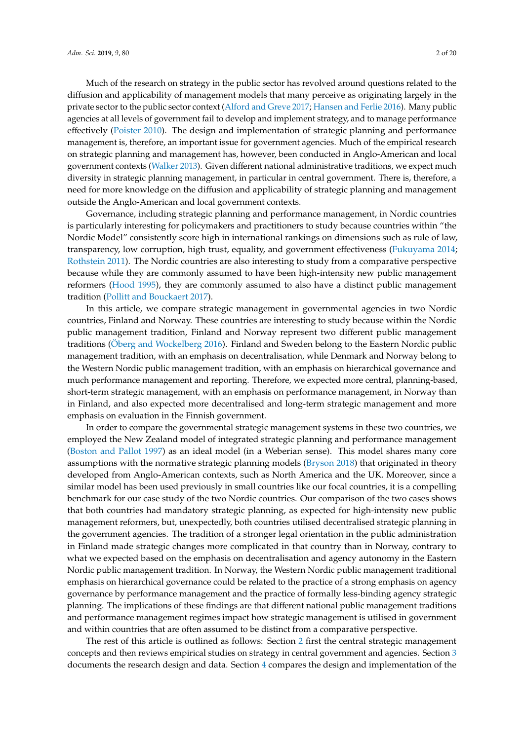Much of the research on strategy in the public sector has revolved around questions related to the diffusion and applicability of management models that many perceive as originating largely in the private sector to the public sector context (Alford and Greve 2017; Hansen and Ferlie 2016). Many public agencies at all levels of government fail to develop and implement strategy, and to manage performance effectively (Poister 2010). The design and implementation of strategic planning and performance management is, therefore, an important issue for government agencies. Much of the empirical research on strategic planning and management has, however, been conducted in Anglo-American and local government contexts (Walker 2013). Given different national administrative traditions, we expect much diversity in strategic planning management, in particular in central government. There is, therefore, a need for more knowledge on the diffusion and applicability of strategic planning and management outside the Anglo-American and local government contexts.

Governance, including strategic planning and performance management, in Nordic countries is particularly interesting for policymakers and practitioners to study because countries within "the Nordic Model" consistently score high in international rankings on dimensions such as rule of law, transparency, low corruption, high trust, equality, and government effectiveness (Fukuyama 2014; Rothstein 2011). The Nordic countries are also interesting to study from a comparative perspective because while they are commonly assumed to have been high-intensity new public management reformers (Hood 1995), they are commonly assumed to also have a distinct public management tradition (Pollitt and Bouckaert 2017).

In this article, we compare strategic management in governmental agencies in two Nordic countries, Finland and Norway. These countries are interesting to study because within the Nordic public management tradition, Finland and Norway represent two different public management traditions (Öberg and Wockelberg 2016). Finland and Sweden belong to the Eastern Nordic public management tradition, with an emphasis on decentralisation, while Denmark and Norway belong to the Western Nordic public management tradition, with an emphasis on hierarchical governance and much performance management and reporting. Therefore, we expected more central, planning-based, short-term strategic management, with an emphasis on performance management, in Norway than in Finland, and also expected more decentralised and long-term strategic management and more emphasis on evaluation in the Finnish government.

In order to compare the governmental strategic management systems in these two countries, we employed the New Zealand model of integrated strategic planning and performance management (Boston and Pallot 1997) as an ideal model (in a Weberian sense). This model shares many core assumptions with the normative strategic planning models (Bryson 2018) that originated in theory developed from Anglo-American contexts, such as North America and the UK. Moreover, since a similar model has been used previously in small countries like our focal countries, it is a compelling benchmark for our case study of the two Nordic countries. Our comparison of the two cases shows that both countries had mandatory strategic planning, as expected for high-intensity new public management reformers, but, unexpectedly, both countries utilised decentralised strategic planning in the government agencies. The tradition of a stronger legal orientation in the public administration in Finland made strategic changes more complicated in that country than in Norway, contrary to what we expected based on the emphasis on decentralisation and agency autonomy in the Eastern Nordic public management tradition. In Norway, the Western Nordic public management traditional emphasis on hierarchical governance could be related to the practice of a strong emphasis on agency governance by performance management and the practice of formally less-binding agency strategic planning. The implications of these findings are that different national public management traditions and performance management regimes impact how strategic management is utilised in government and within countries that are often assumed to be distinct from a comparative perspective.

The rest of this article is outlined as follows: Section 2 first the central strategic management concepts and then reviews empirical studies on strategy in central government and agencies. Section 3 documents the research design and data. Section 4 compares the design and implementation of the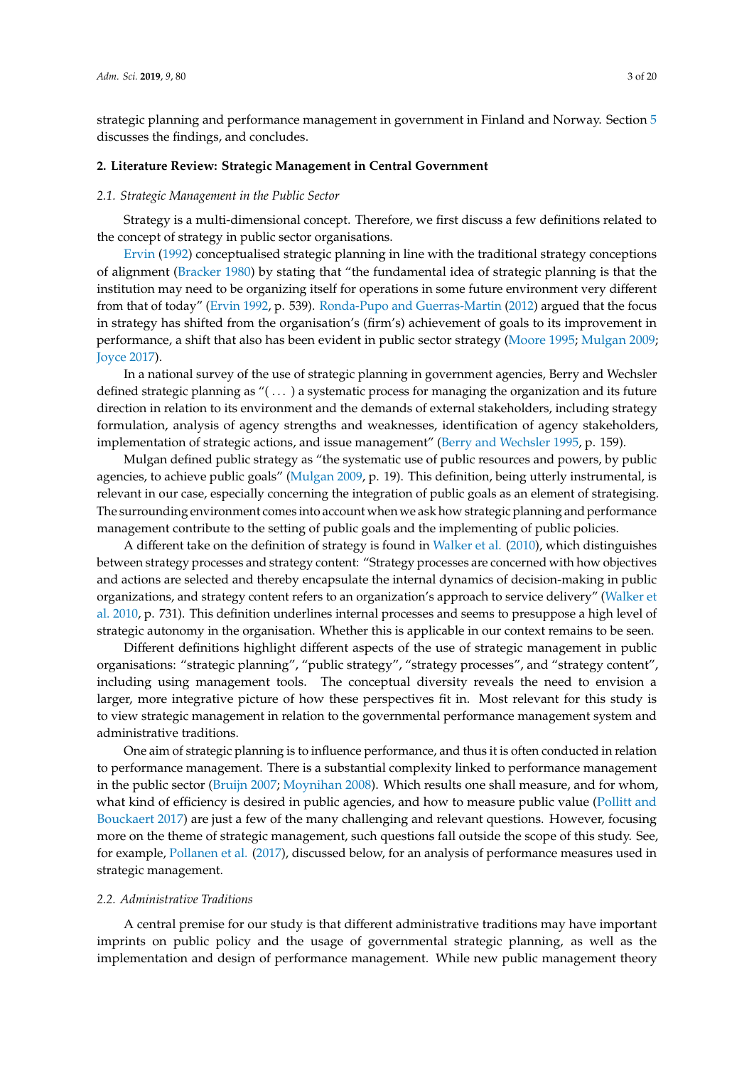strategic planning and performance management in government in Finland and Norway. Section 5 discusses the findings, and concludes.

## 2. Literature Review: Strategic Management in Central Government

### *2.1. Strategic Management in the Public Sector*

Strategy is a multi-dimensional concept. Therefore, we first discuss a few definitions related to the concept of strategy in public sector organisations.

Ervin (1992) conceptualised strategic planning in line with the traditional strategy conceptions of alignment (Bracker 1980) by stating that "the fundamental idea of strategic planning is that the institution may need to be organizing itself for operations in some future environment very different from that of today" (Ervin 1992, p. 539). Ronda-Pupo and Guerras-Martin (2012) argued that the focus in strategy has shifted from the organisation's (firm's) achievement of goals to its improvement in performance, a shift that also has been evident in public sector strategy (Moore 1995; Mulgan 2009; Joyce 2017).

In a national survey of the use of strategic planning in government agencies, Berry and Wechsler defined strategic planning as "( ... ) a systematic process for managing the organization and its future direction in relation to its environment and the demands of external stakeholders, including strategy formulation, analysis of agency strengths and weaknesses, identification of agency stakeholders, implementation of strategic actions, and issue management" (Berry and Wechsler 1995, p. 159).

Mulgan defined public strategy as "the systematic use of public resources and powers, by public agencies, to achieve public goals" (Mulgan 2009, p. 19). This definition, being utterly instrumental, is relevant in our case, especially concerning the integration of public goals as an element of strategising. The surrounding environment comes into account when we ask how strategic planning and performance management contribute to the setting of public goals and the implementing of public policies.

A different take on the definition of strategy is found in Walker et al. (2010), which distinguishes between strategy processes and strategy content: "Strategy processes are concerned with how objectives and actions are selected and thereby encapsulate the internal dynamics of decision-making in public organizations, and strategy content refers to an organization's approach to service delivery" (Walker et al. 2010, p. 731). This definition underlines internal processes and seems to presuppose a high level of strategic autonomy in the organisation. Whether this is applicable in our context remains to be seen.

Different definitions highlight different aspects of the use of strategic management in public organisations: "strategic planning", "public strategy", "strategy processes", and "strategy content", including using management tools. The conceptual diversity reveals the need to envision a larger, more integrative picture of how these perspectives fit in. Most relevant for this study is to view strategic management in relation to the governmental performance management system and administrative traditions.

One aim of strategic planning is to influence performance, and thus it is often conducted in relation to performance management. There is a substantial complexity linked to performance management in the public sector (Bruijn 2007; Moynihan 2008). Which results one shall measure, and for whom, what kind of efficiency is desired in public agencies, and how to measure public value (Pollitt and Bouckaert 2017) are just a few of the many challenging and relevant questions. However, focusing more on the theme of strategic management, such questions fall outside the scope of this study. See, for example, Pollanen et al. (2017), discussed below, for an analysis of performance measures used in strategic management.

### *2.2. Administrative Traditions*

A central premise for our study is that different administrative traditions may have important imprints on public policy and the usage of governmental strategic planning, as well as the implementation and design of performance management. While new public management theory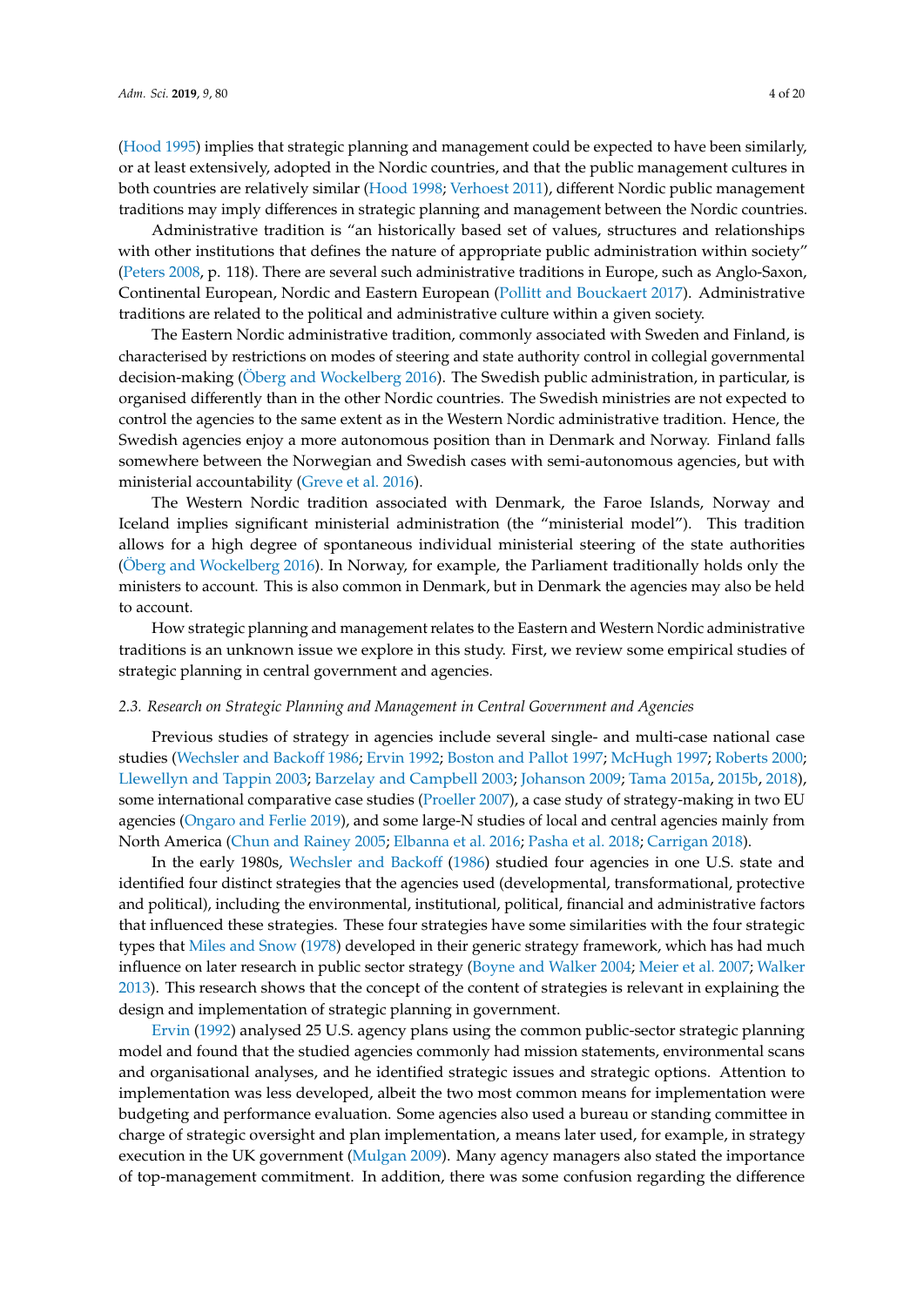(Hood 1995) implies that strategic planning and management could be expected to have been similarly, or at least extensively, adopted in the Nordic countries, and that the public management cultures in both countries are relatively similar (Hood 1998; Verhoest 2011), different Nordic public management traditions may imply differences in strategic planning and management between the Nordic countries.

Administrative tradition is "an historically based set of values, structures and relationships with other institutions that defines the nature of appropriate public administration within society" (Peters 2008, p. 118). There are several such administrative traditions in Europe, such as Anglo-Saxon, Continental European, Nordic and Eastern European (Pollitt and Bouckaert 2017). Administrative traditions are related to the political and administrative culture within a given society.

The Eastern Nordic administrative tradition, commonly associated with Sweden and Finland, is characterised by restrictions on modes of steering and state authority control in collegial governmental decision-making (Öberg and Wockelberg 2016). The Swedish public administration, in particular, is organised differently than in the other Nordic countries. The Swedish ministries are not expected to control the agencies to the same extent as in the Western Nordic administrative tradition. Hence, the Swedish agencies enjoy a more autonomous position than in Denmark and Norway. Finland falls somewhere between the Norwegian and Swedish cases with semi-autonomous agencies, but with ministerial accountability (Greve et al. 2016).

The Western Nordic tradition associated with Denmark, the Faroe Islands, Norway and Iceland implies significant ministerial administration (the "ministerial model"). This tradition allows for a high degree of spontaneous individual ministerial steering of the state authorities (Öberg and Wockelberg 2016). In Norway, for example, the Parliament traditionally holds only the ministers to account. This is also common in Denmark, but in Denmark the agencies may also be held to account.

How strategic planning and management relates to the Eastern and Western Nordic administrative traditions is an unknown issue we explore in this study. First, we review some empirical studies of strategic planning in central government and agencies.

### *2.3. Research on Strategic Planning and Management in Central Government and Agencies*

Previous studies of strategy in agencies include several single- and multi-case national case studies (Wechsler and Backoff 1986; Ervin 1992; Boston and Pallot 1997; McHugh 1997; Roberts 2000; Llewellyn and Tappin 2003; Barzelay and Campbell 2003; Johanson 2009; Tama 2015a, 2015b, 2018), some international comparative case studies (Proeller 2007), a case study of strategy-making in two EU agencies (Ongaro and Ferlie 2019), and some large-N studies of local and central agencies mainly from North America (Chun and Rainey 2005; Elbanna et al. 2016; Pasha et al. 2018; Carrigan 2018).

In the early 1980s, Wechsler and Backoff (1986) studied four agencies in one U.S. state and identified four distinct strategies that the agencies used (developmental, transformational, protective and political), including the environmental, institutional, political, financial and administrative factors that influenced these strategies. These four strategies have some similarities with the four strategic types that Miles and Snow (1978) developed in their generic strategy framework, which has had much influence on later research in public sector strategy (Boyne and Walker 2004; Meier et al. 2007; Walker 2013). This research shows that the concept of the content of strategies is relevant in explaining the design and implementation of strategic planning in government.

Ervin (1992) analysed 25 U.S. agency plans using the common public-sector strategic planning model and found that the studied agencies commonly had mission statements, environmental scans and organisational analyses, and he identified strategic issues and strategic options. Attention to implementation was less developed, albeit the two most common means for implementation were budgeting and performance evaluation. Some agencies also used a bureau or standing committee in charge of strategic oversight and plan implementation, a means later used, for example, in strategy execution in the UK government (Mulgan 2009). Many agency managers also stated the importance of top-management commitment. In addition, there was some confusion regarding the difference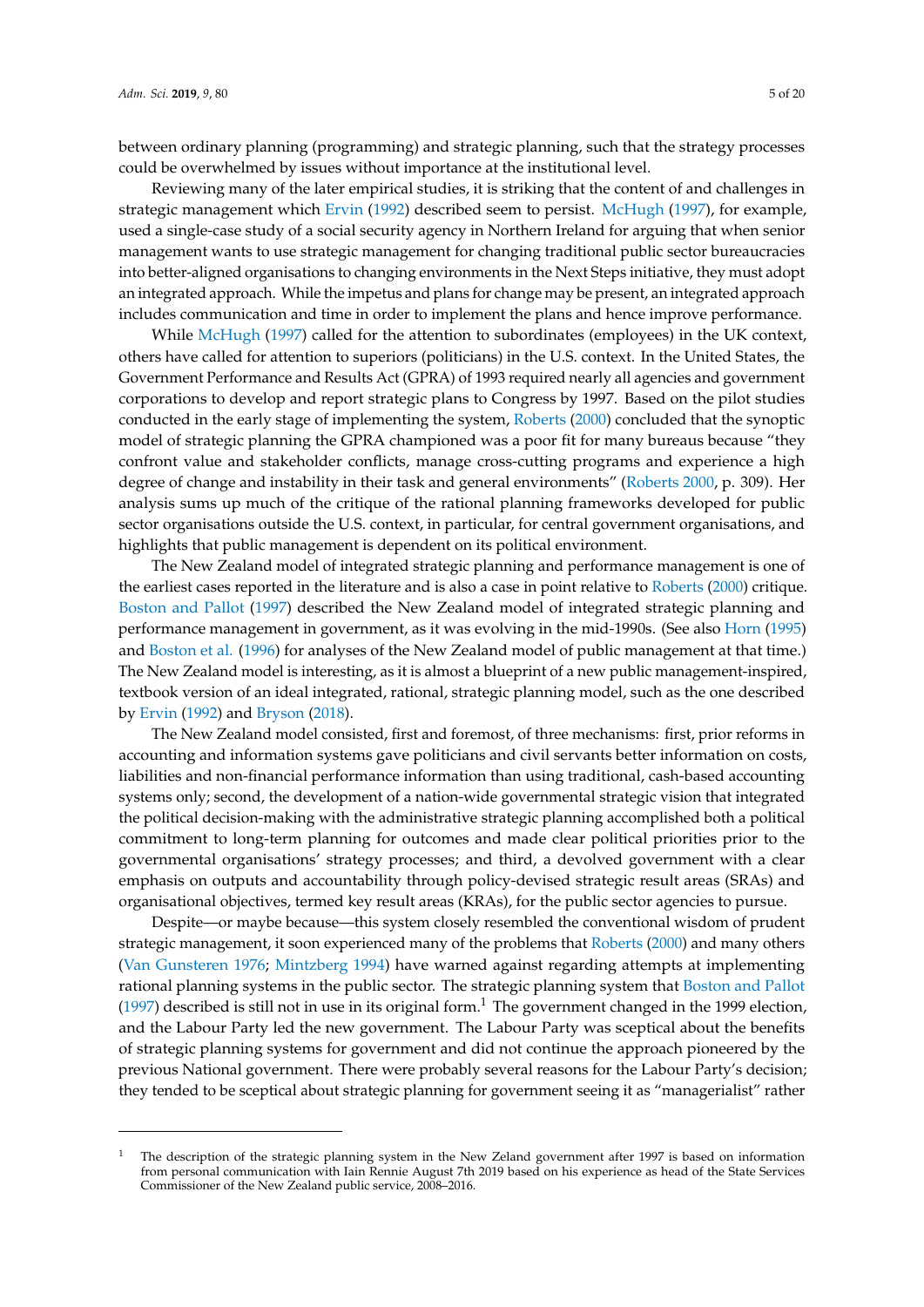between ordinary planning (programming) and strategic planning, such that the strategy processes could be overwhelmed by issues without importance at the institutional level.

Reviewing many of the later empirical studies, it is striking that the content of and challenges in strategic management which Ervin (1992) described seem to persist. McHugh (1997), for example, used a single-case study of a social security agency in Northern Ireland for arguing that when senior management wants to use strategic management for changing traditional public sector bureaucracies into better-aligned organisations to changing environments in the Next Steps initiative, they must adopt an integrated approach. While the impetus and plans for change may be present, an integrated approach includes communication and time in order to implement the plans and hence improve performance.

While McHugh (1997) called for the attention to subordinates (employees) in the UK context, others have called for attention to superiors (politicians) in the U.S. context. In the United States, the Government Performance and Results Act (GPRA) of 1993 required nearly all agencies and government corporations to develop and report strategic plans to Congress by 1997. Based on the pilot studies conducted in the early stage of implementing the system, Roberts (2000) concluded that the synoptic model of strategic planning the GPRA championed was a poor fit for many bureaus because "they confront value and stakeholder conflicts, manage cross-cutting programs and experience a high degree of change and instability in their task and general environments" (Roberts 2000, p. 309). Her analysis sums up much of the critique of the rational planning frameworks developed for public sector organisations outside the U.S. context, in particular, for central government organisations, and highlights that public management is dependent on its political environment.

The New Zealand model of integrated strategic planning and performance management is one of the earliest cases reported in the literature and is also a case in point relative to Roberts (2000) critique. Boston and Pallot (1997) described the New Zealand model of integrated strategic planning and performance management in government, as it was evolving in the mid-1990s. (See also Horn (1995) and Boston et al. (1996) for analyses of the New Zealand model of public management at that time.) The New Zealand model is interesting, as it is almost a blueprint of a new public management-inspired, textbook version of an ideal integrated, rational, strategic planning model, such as the one described by Ervin (1992) and Bryson (2018).

The New Zealand model consisted, first and foremost, of three mechanisms: first, prior reforms in accounting and information systems gave politicians and civil servants better information on costs, liabilities and non-financial performance information than using traditional, cash-based accounting systems only; second, the development of a nation-wide governmental strategic vision that integrated the political decision-making with the administrative strategic planning accomplished both a political commitment to long-term planning for outcomes and made clear political priorities prior to the governmental organisations' strategy processes; and third, a devolved government with a clear emphasis on outputs and accountability through policy-devised strategic result areas (SRAs) and organisational objectives, termed key result areas (KRAs), for the public sector agencies to pursue.

Despite—or maybe because—this system closely resembled the conventional wisdom of prudent strategic management, it soon experienced many of the problems that Roberts (2000) and many others (Van Gunsteren 1976; Mintzberg 1994) have warned against regarding attempts at implementing rational planning systems in the public sector. The strategic planning system that Boston and Pallot (1997) described is still not in use in its original form.[1] The government changed in the 1999 election, and the Labour Party led the new government. The Labour Party was sceptical about the benefits of strategic planning systems for government and did not continue the approach pioneered by the previous National government. There were probably several reasons for the Labour Party's decision; they tended to be sceptical about strategic planning for government seeing it as "managerialist" rather

---

[1] The description of the strategic planning system in the New Zeland government after 1997 is based on information from personal communication with Iain Rennie August 7th 2019 based on his experience as head of the State Services Commissioner of the New Zealand public service, 2008–2016.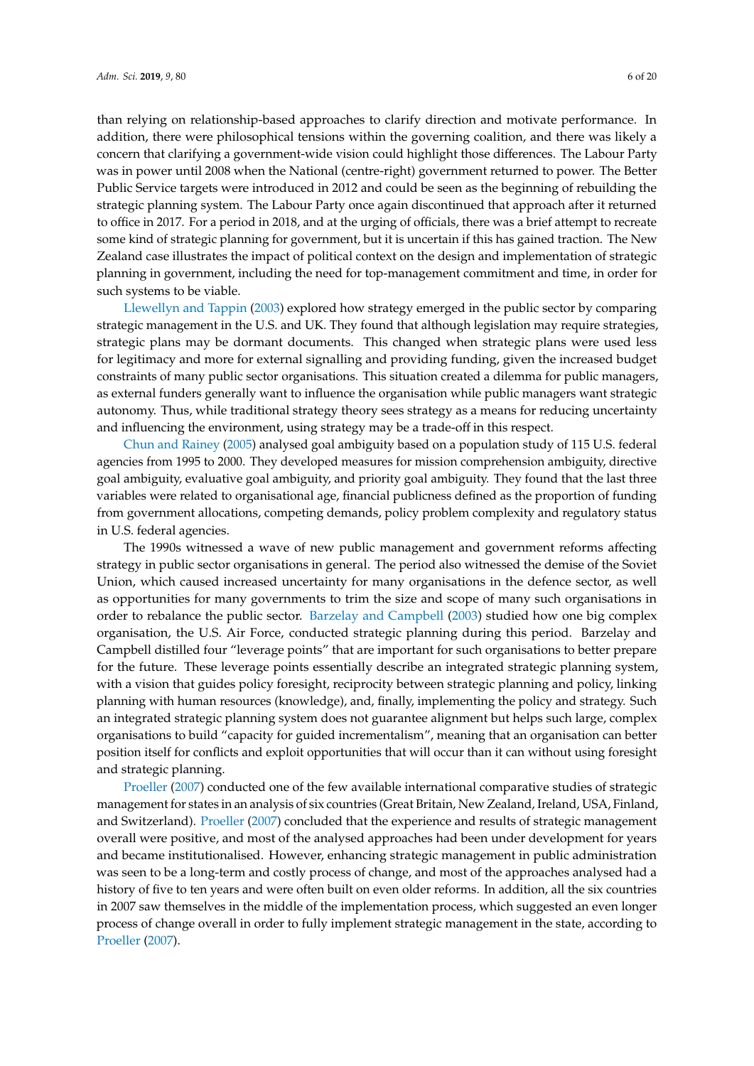than relying on relationship-based approaches to clarify direction and motivate performance. In addition, there were philosophical tensions within the governing coalition, and there was likely a concern that clarifying a government-wide vision could highlight those differences. The Labour Party was in power until 2008 when the National (centre-right) government returned to power. The Better Public Service targets were introduced in 2012 and could be seen as the beginning of rebuilding the strategic planning system. The Labour Party once again discontinued that approach after it returned to office in 2017. For a period in 2018, and at the urging of officials, there was a brief attempt to recreate some kind of strategic planning for government, but it is uncertain if this has gained traction. The New Zealand case illustrates the impact of political context on the design and implementation of strategic planning in government, including the need for top-management commitment and time, in order for such systems to be viable.

Llewellyn and Tappin (2003) explored how strategy emerged in the public sector by comparing strategic management in the U.S. and UK. They found that although legislation may require strategies, strategic plans may be dormant documents. This changed when strategic plans were used less for legitimacy and more for external signalling and providing funding, given the increased budget constraints of many public sector organisations. This situation created a dilemma for public managers, as external funders generally want to influence the organisation while public managers want strategic autonomy. Thus, while traditional strategy theory sees strategy as a means for reducing uncertainty and influencing the environment, using strategy may be a trade-off in this respect.

Chun and Rainey (2005) analysed goal ambiguity based on a population study of 115 U.S. federal agencies from 1995 to 2000. They developed measures for mission comprehension ambiguity, directive goal ambiguity, evaluative goal ambiguity, and priority goal ambiguity. They found that the last three variables were related to organisational age, financial publicness defined as the proportion of funding from government allocations, competing demands, policy problem complexity and regulatory status in U.S. federal agencies.

The 1990s witnessed a wave of new public management and government reforms affecting strategy in public sector organisations in general. The period also witnessed the demise of the Soviet Union, which caused increased uncertainty for many organisations in the defence sector, as well as opportunities for many governments to trim the size and scope of many such organisations in order to rebalance the public sector. Barzelay and Campbell (2003) studied how one big complex organisation, the U.S. Air Force, conducted strategic planning during this period. Barzelay and Campbell distilled four "leverage points" that are important for such organisations to better prepare for the future. These leverage points essentially describe an integrated strategic planning system, with a vision that guides policy foresight, reciprocity between strategic planning and policy, linking planning with human resources (knowledge), and, finally, implementing the policy and strategy. Such an integrated strategic planning system does not guarantee alignment but helps such large, complex organisations to build "capacity for guided incrementalism", meaning that an organisation can better position itself for conflicts and exploit opportunities that will occur than it can without using foresight and strategic planning.

Proeller (2007) conducted one of the few available international comparative studies of strategic management for states in an analysis of six countries (Great Britain, New Zealand, Ireland, USA, Finland, and Switzerland). Proeller (2007) concluded that the experience and results of strategic management overall were positive, and most of the analysed approaches had been under development for years and became institutionalised. However, enhancing strategic management in public administration was seen to be a long-term and costly process of change, and most of the approaches analysed had a history of five to ten years and were often built on even older reforms. In addition, all the six countries in 2007 saw themselves in the middle of the implementation process, which suggested an even longer process of change overall in order to fully implement strategic management in the state, according to Proeller (2007).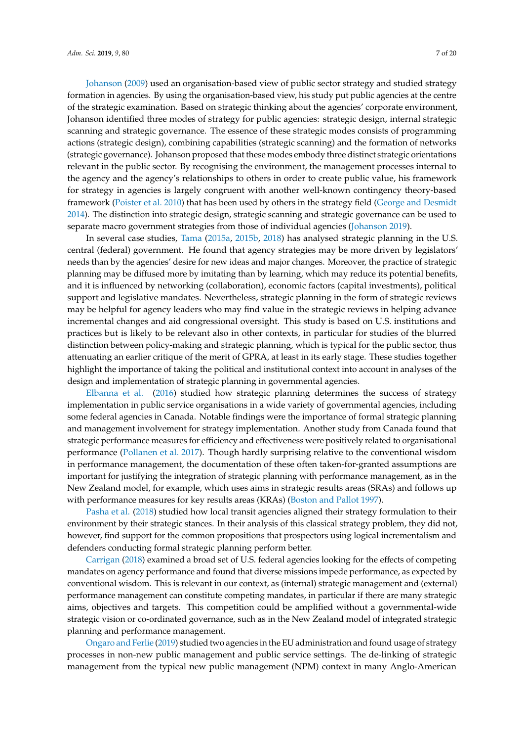Johanson (2009) used an organisation-based view of public sector strategy and studied strategy formation in agencies. By using the organisation-based view, his study put public agencies at the centre of the strategic examination. Based on strategic thinking about the agencies' corporate environment, Johanson identified three modes of strategy for public agencies: strategic design, internal strategic scanning and strategic governance. The essence of these strategic modes consists of programming actions (strategic design), combining capabilities (strategic scanning) and the formation of networks (strategic governance). Johanson proposed that these modes embody three distinct strategic orientations relevant in the public sector. By recognising the environment, the management processes internal to the agency and the agency's relationships to others in order to create public value, his framework for strategy in agencies is largely congruent with another well-known contingency theory-based framework (Poister et al. 2010) that has been used by others in the strategy field (George and Desmidt 2014). The distinction into strategic design, strategic scanning and strategic governance can be used to separate macro government strategies from those of individual agencies (Johanson 2019).

In several case studies, Tama (2015a, 2015b, 2018) has analysed strategic planning in the U.S. central (federal) government. He found that agency strategies may be more driven by legislators' needs than by the agencies' desire for new ideas and major changes. Moreover, the practice of strategic planning may be diffused more by imitating than by learning, which may reduce its potential benefits, and it is influenced by networking (collaboration), economic factors (capital investments), political support and legislative mandates. Nevertheless, strategic planning in the form of strategic reviews may be helpful for agency leaders who may find value in the strategic reviews in helping advance incremental changes and aid congressional oversight. This study is based on U.S. institutions and practices but is likely to be relevant also in other contexts, in particular for studies of the blurred distinction between policy-making and strategic planning, which is typical for the public sector, thus attenuating an earlier critique of the merit of GPRA, at least in its early stage. These studies together highlight the importance of taking the political and institutional context into account in analyses of the design and implementation of strategic planning in governmental agencies.

Elbanna et al. (2016) studied how strategic planning determines the success of strategy implementation in public service organisations in a wide variety of governmental agencies, including some federal agencies in Canada. Notable findings were the importance of formal strategic planning and management involvement for strategy implementation. Another study from Canada found that strategic performance measures for efficiency and effectiveness were positively related to organisational performance (Pollanen et al. 2017). Though hardly surprising relative to the conventional wisdom in performance management, the documentation of these often taken-for-granted assumptions are important for justifying the integration of strategic planning with performance management, as in the New Zealand model, for example, which uses aims in strategic results areas (SRAs) and follows up with performance measures for key results areas (KRAs) (Boston and Pallot 1997).

Pasha et al. (2018) studied how local transit agencies aligned their strategy formulation to their environment by their strategic stances. In their analysis of this classical strategy problem, they did not, however, find support for the common propositions that prospectors using logical incrementalism and defenders conducting formal strategic planning perform better.

Carrigan (2018) examined a broad set of U.S. federal agencies looking for the effects of competing mandates on agency performance and found that diverse missions impede performance, as expected by conventional wisdom. This is relevant in our context, as (internal) strategic management and (external) performance management can constitute competing mandates, in particular if there are many strategic aims, objectives and targets. This competition could be amplified without a governmental-wide strategic vision or co-ordinated governance, such as in the New Zealand model of integrated strategic planning and performance management.

Ongaro and Ferlie (2019) studied two agencies in the EU administration and found usage of strategy processes in non-new public management and public service settings. The de-linking of strategic management from the typical new public management (NPM) context in many Anglo-American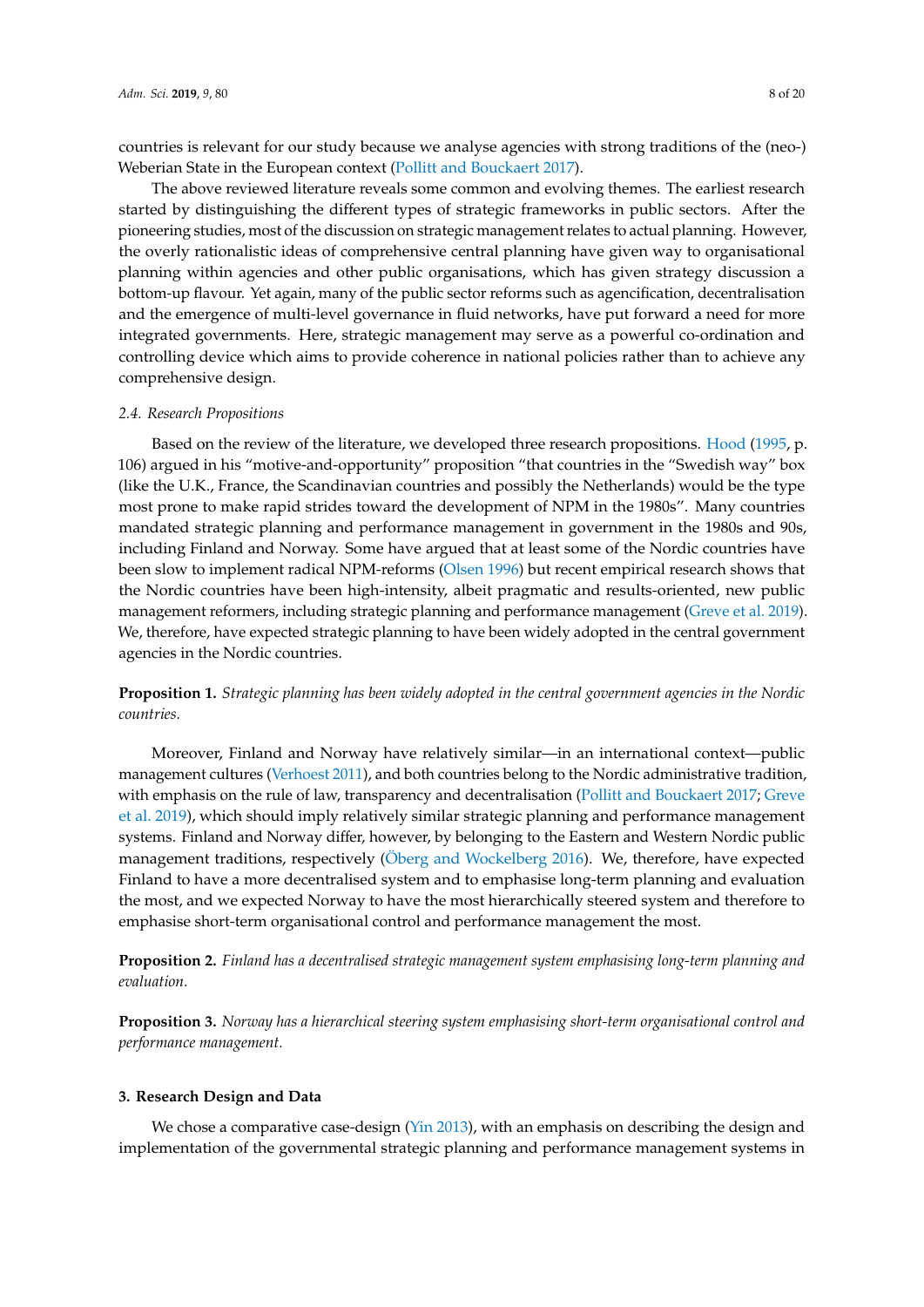countries is relevant for our study because we analyse agencies with strong traditions of the (neo-) Weberian State in the European context (Pollitt and Bouckaert 2017).

The above reviewed literature reveals some common and evolving themes. The earliest research started by distinguishing the different types of strategic frameworks in public sectors. After the pioneering studies, most of the discussion on strategic management relates to actual planning. However, the overly rationalistic ideas of comprehensive central planning have given way to organisational planning within agencies and other public organisations, which has given strategy discussion a bottom-up flavour. Yet again, many of the public sector reforms such as agencification, decentralisation and the emergence of multi-level governance in fluid networks, have put forward a need for more integrated governments. Here, strategic management may serve as a powerful co-ordination and controlling device which aims to provide coherence in national policies rather than to achieve any comprehensive design.

### 2.4. Research Propositions

Based on the review of the literature, we developed three research propositions. Hood (1995, p. 106) argued in his "motive-and-opportunity" proposition "that countries in the "Swedish way" box (like the U.K., France, the Scandinavian countries and possibly the Netherlands) would be the type most prone to make rapid strides toward the development of NPM in the 1980s". Many countries mandated strategic planning and performance management in government in the 1980s and 90s, including Finland and Norway. Some have argued that at least some of the Nordic countries have been slow to implement radical NPM-reforms (Olsen 1996) but recent empirical research shows that the Nordic countries have been high-intensity, albeit pragmatic and results-oriented, new public management reformers, including strategic planning and performance management (Greve et al. 2019). We, therefore, have expected strategic planning to have been widely adopted in the central government agencies in the Nordic countries.

**Proposition 1.** *Strategic planning has been widely adopted in the central government agencies in the Nordic countries.*

Moreover, Finland and Norway have relatively similar—in an international context—public management cultures (Verhoest 2011), and both countries belong to the Nordic administrative tradition, with emphasis on the rule of law, transparency and decentralisation (Pollitt and Bouckaert 2017; Greve et al. 2019), which should imply relatively similar strategic planning and performance management systems. Finland and Norway differ, however, by belonging to the Eastern and Western Nordic public management traditions, respectively (Öberg and Wockelberg 2016). We, therefore, have expected Finland to have a more decentralised system and to emphasise long-term planning and evaluation the most, and we expected Norway to have the most hierarchically steered system and therefore to emphasise short-term organisational control and performance management the most.

**Proposition 2.** *Finland has a decentralised strategic management system emphasising long-term planning and evaluation.*

**Proposition 3.** *Norway has a hierarchical steering system emphasising short-term organisational control and performance management.*

## 3. Research Design and Data

We chose a comparative case-design (Yin 2013), with an emphasis on describing the design and implementation of the governmental strategic planning and performance management systems in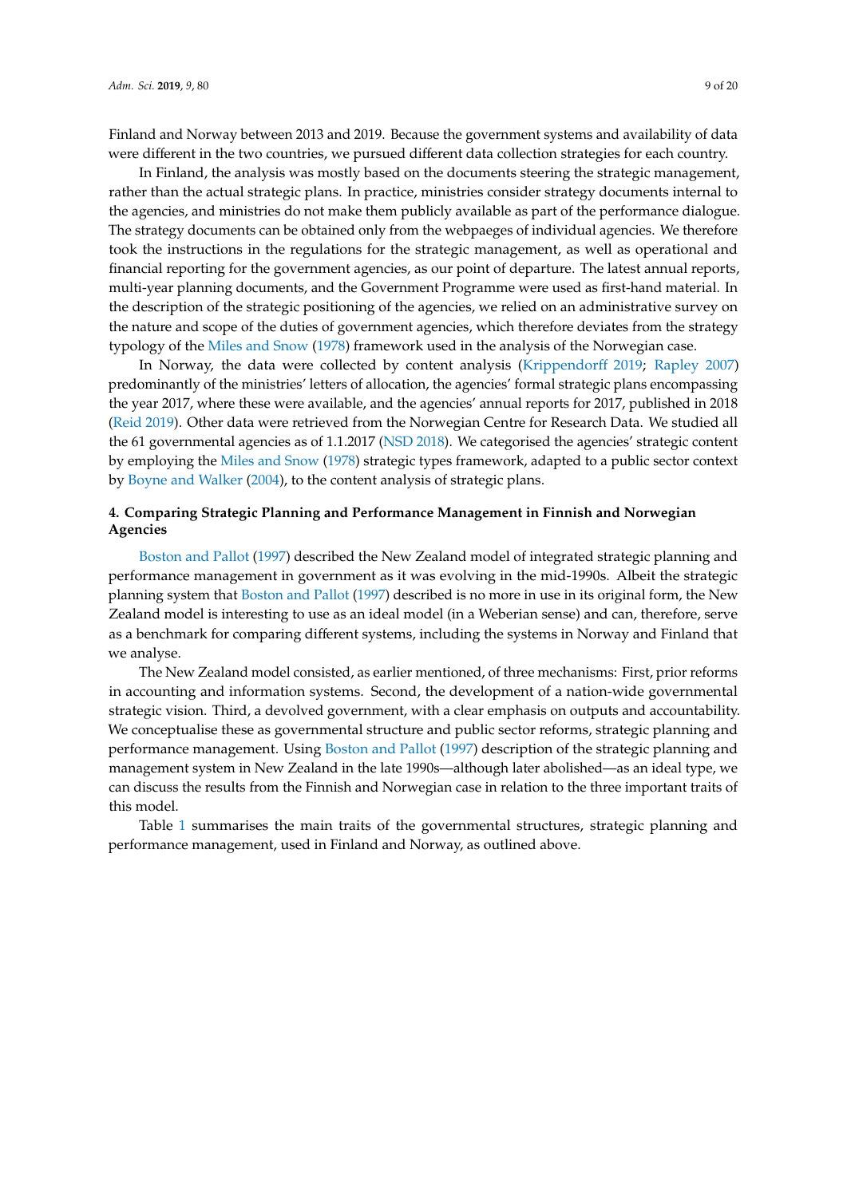Finland and Norway between 2013 and 2019. Because the government systems and availability of data were different in the two countries, we pursued different data collection strategies for each country.

In Finland, the analysis was mostly based on the documents steering the strategic management, rather than the actual strategic plans. In practice, ministries consider strategy documents internal to the agencies, and ministries do not make them publicly available as part of the performance dialogue. The strategy documents can be obtained only from the webpaeges of individual agencies. We therefore took the instructions in the regulations for the strategic management, as well as operational and financial reporting for the government agencies, as our point of departure. The latest annual reports, multi-year planning documents, and the Government Programme were used as first-hand material. In the description of the strategic positioning of the agencies, we relied on an administrative survey on the nature and scope of the duties of government agencies, which therefore deviates from the strategy typology of the Miles and Snow (1978) framework used in the analysis of the Norwegian case.

In Norway, the data were collected by content analysis (Krippendorff 2019; Rapley 2007) predominantly of the ministries' letters of allocation, the agencies' formal strategic plans encompassing the year 2017, where these were available, and the agencies' annual reports for 2017, published in 2018 (Reid 2019). Other data were retrieved from the Norwegian Centre for Research Data. We studied all the 61 governmental agencies as of 1.1.2017 (NSD 2018). We categorised the agencies' strategic content by employing the Miles and Snow (1978) strategic types framework, adapted to a public sector context by Boyne and Walker (2004), to the content analysis of strategic plans.

## 4. Comparing Strategic Planning and Performance Management in Finnish and Norwegian Agencies

Boston and Pallot (1997) described the New Zealand model of integrated strategic planning and performance management in government as it was evolving in the mid-1990s. Albeit the strategic planning system that Boston and Pallot (1997) described is no more in use in its original form, the New Zealand model is interesting to use as an ideal model (in a Weberian sense) and can, therefore, serve as a benchmark for comparing different systems, including the systems in Norway and Finland that we analyse.

The New Zealand model consisted, as earlier mentioned, of three mechanisms: First, prior reforms in accounting and information systems. Second, the development of a nation-wide governmental strategic vision. Third, a devolved government, with a clear emphasis on outputs and accountability. We conceptualise these as governmental structure and public sector reforms, strategic planning and performance management. Using Boston and Pallot (1997) description of the strategic planning and management system in New Zealand in the late 1990s—although later abolished—as an ideal type, we can discuss the results from the Finnish and Norwegian case in relation to the three important traits of this model.

Table 1 summarises the main traits of the governmental structures, strategic planning and performance management, used in Finland and Norway, as outlined above.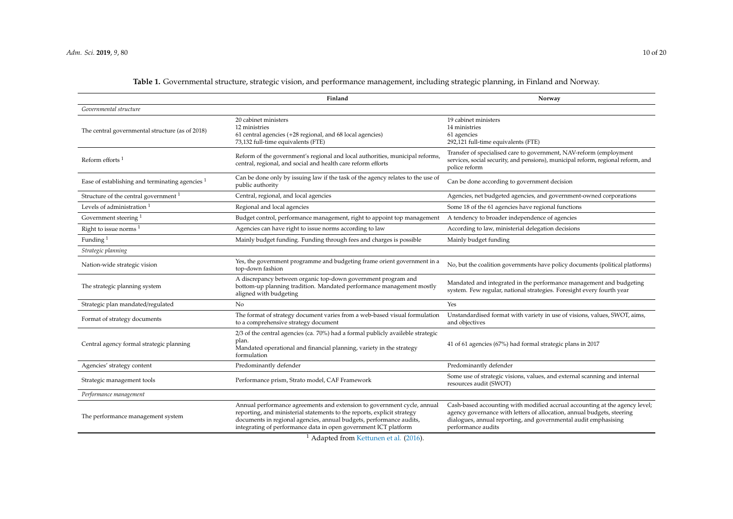**Table 1.** Governmental structure, strategic vision, and performance management, including strategic planning, in Finland and Norway.

| | Finland | Norway |
|---|---|---|
| *Governmental structure* | | |
| The central governmental structure (as of 2018) | 20 cabinet ministers<br>12 ministries<br>61 central agencies (+28 regional, and 68 local agencies)<br>73,132 full-time equivalents (FTE) | 19 cabinet ministers<br>14 ministries<br>61 agencies<br>292,121 full-time equivalents (FTE) |
| Reform efforts [1] | Reform of the government's regional and local authorities, municipal reforms, central, regional, and social and health care reform efforts | Transfer of specialised care to government, NAV-reform (employment services, social security, and pensions), municipal reform, regional reform, and police reform |
| Ease of establishing and terminating agencies [1] | Can be done only by issuing law if the task of the agency relates to the use of public authority | Can be done according to government decision |
| Structure of the central government [1] | Central, regional, and local agencies | Agencies, net budgeted agencies, and government-owned corporations |
| Levels of administration [1] | Regional and local agencies | Some 18 of the 61 agencies have regional functions |
| Government steering [1] | Budget control, performance management, right to appoint top management | A tendency to broader independence of agencies |
| Right to issue norms [1] | Agencies can have right to issue norms according to law | According to law, ministerial delegation decisions |
| Funding [1] | Mainly budget funding. Funding through fees and charges is possible | Mainly budget funding |
| *Strategic planning* | | |
| Nation-wide strategic vision | Yes, the government programme and budgeting frame orient government in a top-down fashion | No, but the coalition governments have policy documents (political platforms) |
| The strategic planning system | A discrepancy between organic top-down government program and bottom-up planning tradition. Mandated performance management mostly aligned with budgeting | Mandated and integrated in the performance management and budgeting system. Few regular, national strategies. Foresight every fourth year |
| Strategic plan mandated/regulated | No | Yes |
| Format of strategy documents | The format of strategy document varies from a web-based visual formulation to a comprehensive strategy document | Unstandardised format with variety in use of visions, values, SWOT, aims, and objectives |
| Central agency formal strategic planning | 2/3 of the central agencies (ca. 70%) had a formal publicly availeble strategic plan.<br>Mandated operational and financial planning, variety in the strategy formulation | 41 of 61 agencies (67%) had formal strategic plans in 2017 |
| Agencies' strategy content | Predominantly defender | Predominantly defender |
| Strategic management tools | Performance prism, Strato model, CAF Framework | Some use of strategic visions, values, and external scanning and internal resources audit (SWOT) |
| *Performance management* | | |
| The performance management system | Annual performance agreements and extension to government cycle, annual reporting, and ministerial statements to the reports, explicit strategy documents in regional agencies, annual budgets, performance audits, integrating of performance data in open government ICT platform | Cash-based accounting with modified accrual accounting at the agency level; agency governance with letters of allocation, annual budgets, steering dialogues, annual reporting, and governmental audit emphasising performance audits |

[1] Adapted from Kettunen et al. (2016).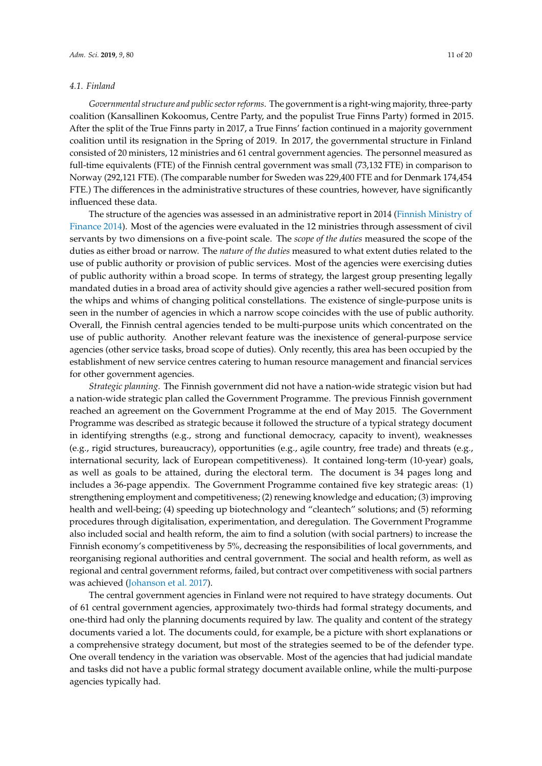### 4.1. Finland

*Governmental structure and public sector reforms*. The government is a right-wing majority, three-party coalition (Kansallinen Kokoomus, Centre Party, and the populist True Finns Party) formed in 2015. After the split of the True Finns party in 2017, a True Finns' faction continued in a majority government coalition until its resignation in the Spring of 2019. In 2017, the governmental structure in Finland consisted of 20 ministers, 12 ministries and 61 central government agencies. The personnel measured as full-time equivalents (FTE) of the Finnish central government was small (73,132 FTE) in comparison to Norway (292,121 FTE). (The comparable number for Sweden was 229,400 FTE and for Denmark 174,454 FTE.) The differences in the administrative structures of these countries, however, have significantly influenced these data.

The structure of the agencies was assessed in an administrative report in 2014 (Finnish Ministry of Finance 2014). Most of the agencies were evaluated in the 12 ministries through assessment of civil servants by two dimensions on a five-point scale. The *scope of the duties* measured the scope of the duties as either broad or narrow. The *nature of the duties* measured to what extent duties related to the use of public authority or provision of public services. Most of the agencies were exercising duties of public authority within a broad scope. In terms of strategy, the largest group presenting legally mandated duties in a broad area of activity should give agencies a rather well-secured position from the whips and whims of changing political constellations. The existence of single-purpose units is seen in the number of agencies in which a narrow scope coincides with the use of public authority. Overall, the Finnish central agencies tended to be multi-purpose units which concentrated on the use of public authority. Another relevant feature was the inexistence of general-purpose service agencies (other service tasks, broad scope of duties). Only recently, this area has been occupied by the establishment of new service centres catering to human resource management and financial services for other government agencies.

*Strategic planning.* The Finnish government did not have a nation-wide strategic vision but had a nation-wide strategic plan called the Government Programme. The previous Finnish government reached an agreement on the Government Programme at the end of May 2015. The Government Programme was described as strategic because it followed the structure of a typical strategy document in identifying strengths (e.g., strong and functional democracy, capacity to invent), weaknesses (e.g., rigid structures, bureaucracy), opportunities (e.g., agile country, free trade) and threats (e.g., international security, lack of European competitiveness). It contained long-term (10-year) goals, as well as goals to be attained, during the electoral term. The document is 34 pages long and includes a 36-page appendix. The Government Programme contained five key strategic areas: (1) strengthening employment and competitiveness; (2) renewing knowledge and education; (3) improving health and well-being; (4) speeding up biotechnology and "cleantech" solutions; and (5) reforming procedures through digitalisation, experimentation, and deregulation. The Government Programme also included social and health reform, the aim to find a solution (with social partners) to increase the Finnish economy's competitiveness by 5%, decreasing the responsibilities of local governments, and reorganising regional authorities and central government. The social and health reform, as well as regional and central government reforms, failed, but contract over competitiveness with social partners was achieved (Johanson et al. 2017).

The central government agencies in Finland were not required to have strategy documents. Out of 61 central government agencies, approximately two-thirds had formal strategy documents, and one-third had only the planning documents required by law. The quality and content of the strategy documents varied a lot. The documents could, for example, be a picture with short explanations or a comprehensive strategy document, but most of the strategies seemed to be of the defender type. One overall tendency in the variation was observable. Most of the agencies that had judicial mandate and tasks did not have a public formal strategy document available online, while the multi-purpose agencies typically had.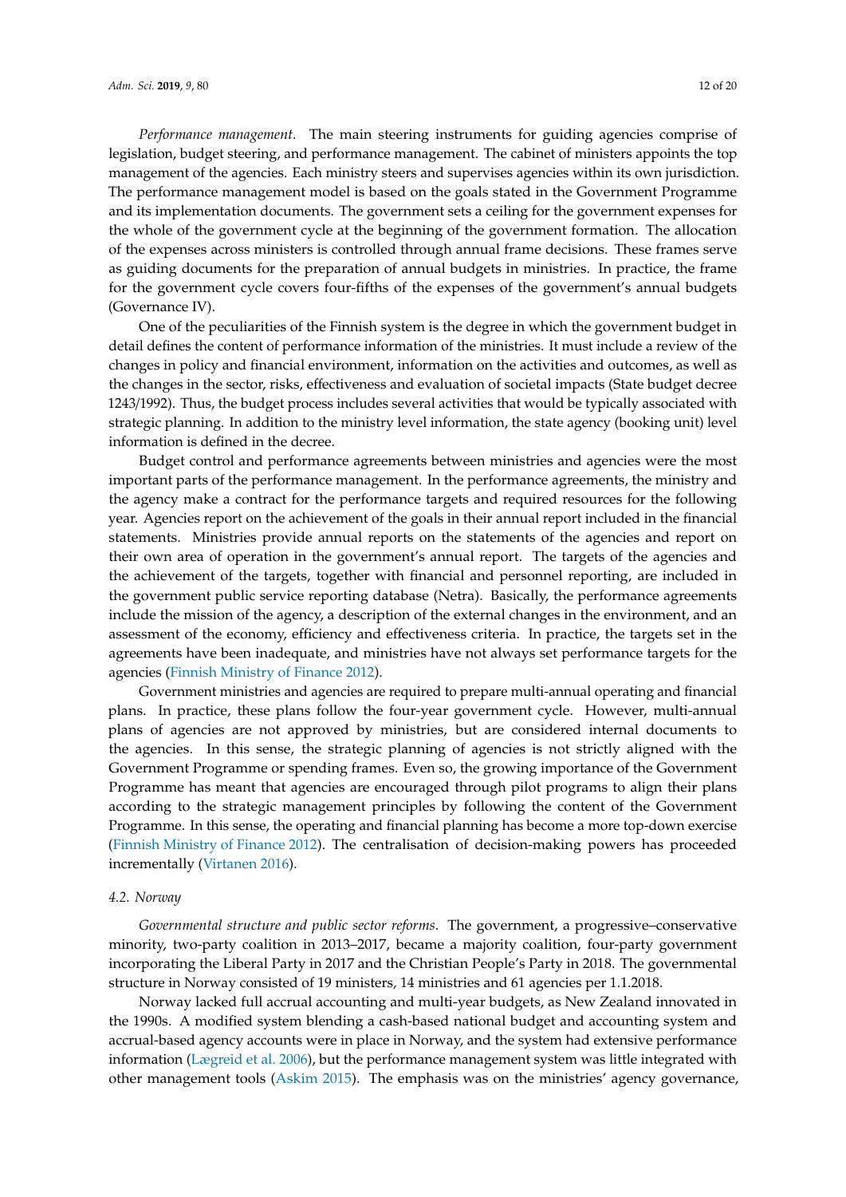*Performance management.* The main steering instruments for guiding agencies comprise of legislation, budget steering, and performance management. The cabinet of ministers appoints the top management of the agencies. Each ministry steers and supervises agencies within its own jurisdiction. The performance management model is based on the goals stated in the Government Programme and its implementation documents. The government sets a ceiling for the government expenses for the whole of the government cycle at the beginning of the government formation. The allocation of the expenses across ministers is controlled through annual frame decisions. These frames serve as guiding documents for the preparation of annual budgets in ministries. In practice, the frame for the government cycle covers four-fifths of the expenses of the government's annual budgets (Governance IV).

One of the peculiarities of the Finnish system is the degree in which the government budget in detail defines the content of performance information of the ministries. It must include a review of the changes in policy and financial environment, information on the activities and outcomes, as well as the changes in the sector, risks, effectiveness and evaluation of societal impacts (State budget decree 1243/1992). Thus, the budget process includes several activities that would be typically associated with strategic planning. In addition to the ministry level information, the state agency (booking unit) level information is defined in the decree.

Budget control and performance agreements between ministries and agencies were the most important parts of the performance management. In the performance agreements, the ministry and the agency make a contract for the performance targets and required resources for the following year. Agencies report on the achievement of the goals in their annual report included in the financial statements. Ministries provide annual reports on the statements of the agencies and report on their own area of operation in the government's annual report. The targets of the agencies and the achievement of the targets, together with financial and personnel reporting, are included in the government public service reporting database (Netra). Basically, the performance agreements include the mission of the agency, a description of the external changes in the environment, and an assessment of the economy, efficiency and effectiveness criteria. In practice, the targets set in the agreements have been inadequate, and ministries have not always set performance targets for the agencies (Finnish Ministry of Finance 2012).

Government ministries and agencies are required to prepare multi-annual operating and financial plans. In practice, these plans follow the four-year government cycle. However, multi-annual plans of agencies are not approved by ministries, but are considered internal documents to the agencies. In this sense, the strategic planning of agencies is not strictly aligned with the Government Programme or spending frames. Even so, the growing importance of the Government Programme has meant that agencies are encouraged through pilot programs to align their plans according to the strategic management principles by following the content of the Government Programme. In this sense, the operating and financial planning has become a more top-down exercise (Finnish Ministry of Finance 2012). The centralisation of decision-making powers has proceeded incrementally (Virtanen 2016).

### *4.2. Norway*

*Governmental structure and public sector reforms.* The government, a progressive–conservative minority, two-party coalition in 2013–2017, became a majority coalition, four-party government incorporating the Liberal Party in 2017 and the Christian People's Party in 2018. The governmental structure in Norway consisted of 19 ministers, 14 ministries and 61 agencies per 1.1.2018.

Norway lacked full accrual accounting and multi-year budgets, as New Zealand innovated in the 1990s. A modified system blending a cash-based national budget and accounting system and accrual-based agency accounts were in place in Norway, and the system had extensive performance information (Lægreid et al. 2006), but the performance management system was little integrated with other management tools (Askim 2015). The emphasis was on the ministries' agency governance,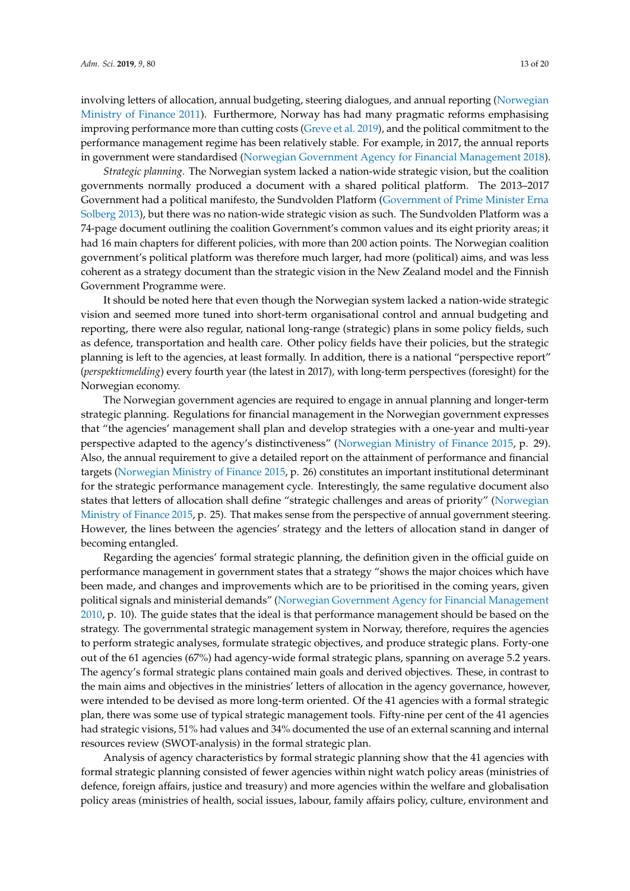involving letters of allocation, annual budgeting, steering dialogues, and annual reporting (Norwegian Ministry of Finance 2011). Furthermore, Norway has had many pragmatic reforms emphasising improving performance more than cutting costs (Greve et al. 2019), and the political commitment to the performance management regime has been relatively stable. For example, in 2017, the annual reports in government were standardised (Norwegian Government Agency for Financial Management 2018).

*Strategic planning.* The Norwegian system lacked a nation-wide strategic vision, but the coalition governments normally produced a document with a shared political platform. The 2013–2017 Government had a political manifesto, the Sundvolden Platform (Government of Prime Minister Erna Solberg 2013), but there was no nation-wide strategic vision as such. The Sundvolden Platform was a 74-page document outlining the coalition Government's common values and its eight priority areas; it had 16 main chapters for different policies, with more than 200 action points. The Norwegian coalition government's political platform was therefore much larger, had more (political) aims, and was less coherent as a strategy document than the strategic vision in the New Zealand model and the Finnish Government Programme were.

It should be noted here that even though the Norwegian system lacked a nation-wide strategic vision and seemed more tuned into short-term organisational control and annual budgeting and reporting, there were also regular, national long-range (strategic) plans in some policy fields, such as defence, transportation and health care. Other policy fields have their policies, but the strategic planning is left to the agencies, at least formally. In addition, there is a national "perspective report" (*perspektivmelding*) every fourth year (the latest in 2017), with long-term perspectives (foresight) for the Norwegian economy.

The Norwegian government agencies are required to engage in annual planning and longer-term strategic planning. Regulations for financial management in the Norwegian government expresses that "the agencies' management shall plan and develop strategies with a one-year and multi-year perspective adapted to the agency's distinctiveness" (Norwegian Ministry of Finance 2015, p. 29). Also, the annual requirement to give a detailed report on the attainment of performance and financial targets (Norwegian Ministry of Finance 2015, p. 26) constitutes an important institutional determinant for the strategic performance management cycle. Interestingly, the same regulative document also states that letters of allocation shall define "strategic challenges and areas of priority" (Norwegian Ministry of Finance 2015, p. 25). That makes sense from the perspective of annual government steering. However, the lines between the agencies' strategy and the letters of allocation stand in danger of becoming entangled.

Regarding the agencies' formal strategic planning, the definition given in the official guide on performance management in government states that a strategy "shows the major choices which have been made, and changes and improvements which are to be prioritised in the coming years, given political signals and ministerial demands" (Norwegian Government Agency for Financial Management 2010, p. 10). The guide states that the ideal is that performance management should be based on the strategy. The governmental strategic management system in Norway, therefore, requires the agencies to perform strategic analyses, formulate strategic objectives, and produce strategic plans. Forty-one out of the 61 agencies (67%) had agency-wide formal strategic plans, spanning on average 5.2 years. The agency's formal strategic plans contained main goals and derived objectives. These, in contrast to the main aims and objectives in the ministries' letters of allocation in the agency governance, however, were intended to be devised as more long-term oriented. Of the 41 agencies with a formal strategic plan, there was some use of typical strategic management tools. Fifty-nine per cent of the 41 agencies had strategic visions, 51% had values and 34% documented the use of an external scanning and internal resources review (SWOT-analysis) in the formal strategic plan.

Analysis of agency characteristics by formal strategic planning show that the 41 agencies with formal strategic planning consisted of fewer agencies within night watch policy areas (ministries of defence, foreign affairs, justice and treasury) and more agencies within the welfare and globalisation policy areas (ministries of health, social issues, labour, family affairs policy, culture, environment and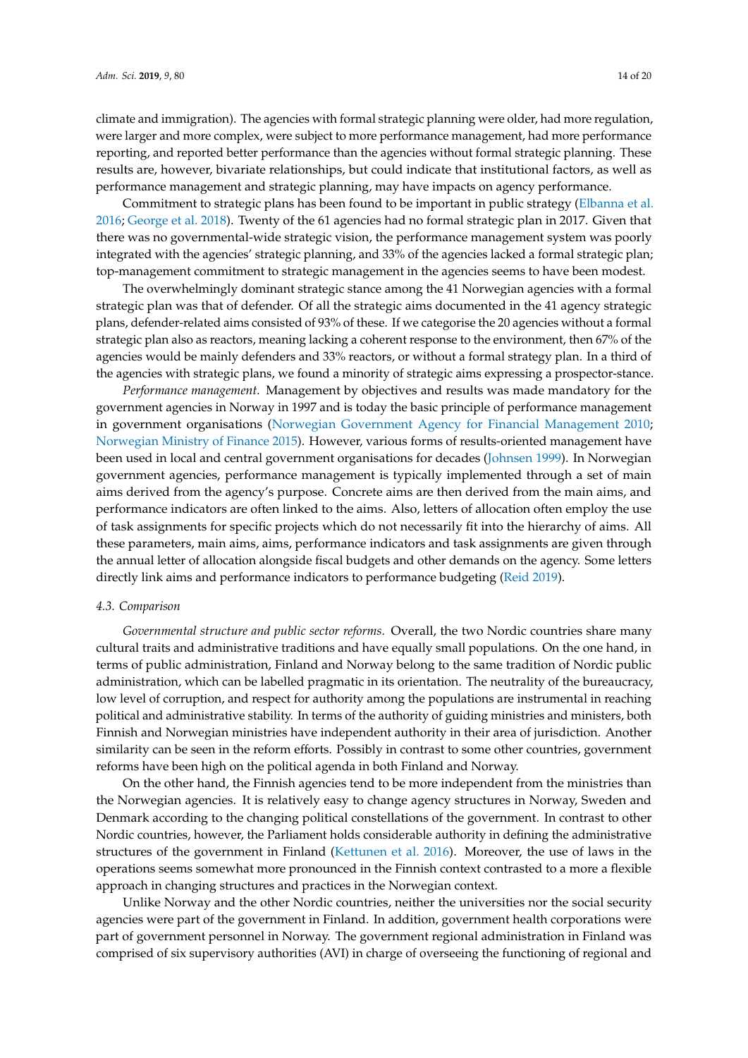climate and immigration). The agencies with formal strategic planning were older, had more regulation, were larger and more complex, were subject to more performance management, had more performance reporting, and reported better performance than the agencies without formal strategic planning. These results are, however, bivariate relationships, but could indicate that institutional factors, as well as performance management and strategic planning, may have impacts on agency performance.

Commitment to strategic plans has been found to be important in public strategy (Elbanna et al. 2016; George et al. 2018). Twenty of the 61 agencies had no formal strategic plan in 2017. Given that there was no governmental-wide strategic vision, the performance management system was poorly integrated with the agencies' strategic planning, and 33% of the agencies lacked a formal strategic plan; top-management commitment to strategic management in the agencies seems to have been modest.

The overwhelmingly dominant strategic stance among the 41 Norwegian agencies with a formal strategic plan was that of defender. Of all the strategic aims documented in the 41 agency strategic plans, defender-related aims consisted of 93% of these. If we categorise the 20 agencies without a formal strategic plan also as reactors, meaning lacking a coherent response to the environment, then 67% of the agencies would be mainly defenders and 33% reactors, or without a formal strategy plan. In a third of the agencies with strategic plans, we found a minority of strategic aims expressing a prospector-stance.

*Performance management.* Management by objectives and results was made mandatory for the government agencies in Norway in 1997 and is today the basic principle of performance management in government organisations (Norwegian Government Agency for Financial Management 2010; Norwegian Ministry of Finance 2015). However, various forms of results-oriented management have been used in local and central government organisations for decades (Johnsen 1999). In Norwegian government agencies, performance management is typically implemented through a set of main aims derived from the agency's purpose. Concrete aims are then derived from the main aims, and performance indicators are often linked to the aims. Also, letters of allocation often employ the use of task assignments for specific projects which do not necessarily fit into the hierarchy of aims. All these parameters, main aims, aims, performance indicators and task assignments are given through the annual letter of allocation alongside fiscal budgets and other demands on the agency. Some letters directly link aims and performance indicators to performance budgeting (Reid 2019).

### *4.3. Comparison*

*Governmental structure and public sector reforms.* Overall, the two Nordic countries share many cultural traits and administrative traditions and have equally small populations. On the one hand, in terms of public administration, Finland and Norway belong to the same tradition of Nordic public administration, which can be labelled pragmatic in its orientation. The neutrality of the bureaucracy, low level of corruption, and respect for authority among the populations are instrumental in reaching political and administrative stability. In terms of the authority of guiding ministries and ministers, both Finnish and Norwegian ministries have independent authority in their area of jurisdiction. Another similarity can be seen in the reform efforts. Possibly in contrast to some other countries, government reforms have been high on the political agenda in both Finland and Norway.

On the other hand, the Finnish agencies tend to be more independent from the ministries than the Norwegian agencies. It is relatively easy to change agency structures in Norway, Sweden and Denmark according to the changing political constellations of the government. In contrast to other Nordic countries, however, the Parliament holds considerable authority in defining the administrative structures of the government in Finland (Kettunen et al. 2016). Moreover, the use of laws in the operations seems somewhat more pronounced in the Finnish context contrasted to a more a flexible approach in changing structures and practices in the Norwegian context.

Unlike Norway and the other Nordic countries, neither the universities nor the social security agencies were part of the government in Finland. In addition, government health corporations were part of government personnel in Norway. The government regional administration in Finland was comprised of six supervisory authorities (AVI) in charge of overseeing the functioning of regional and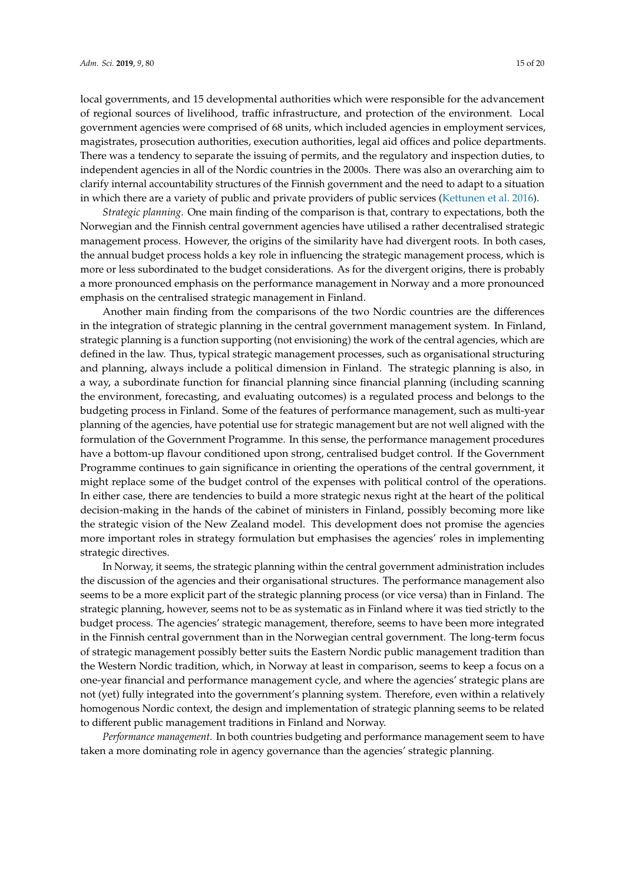local governments, and 15 developmental authorities which were responsible for the advancement of regional sources of livelihood, traffic infrastructure, and protection of the environment. Local government agencies were comprised of 68 units, which included agencies in employment services, magistrates, prosecution authorities, execution authorities, legal aid offices and police departments. There was a tendency to separate the issuing of permits, and the regulatory and inspection duties, to independent agencies in all of the Nordic countries in the 2000s. There was also an overarching aim to clarify internal accountability structures of the Finnish government and the need to adapt to a situation in which there are a variety of public and private providers of public services (Kettunen et al. 2016).

*Strategic planning.* One main finding of the comparison is that, contrary to expectations, both the Norwegian and the Finnish central government agencies have utilised a rather decentralised strategic management process. However, the origins of the similarity have had divergent roots. In both cases, the annual budget process holds a key role in influencing the strategic management process, which is more or less subordinated to the budget considerations. As for the divergent origins, there is probably a more pronounced emphasis on the performance management in Norway and a more pronounced emphasis on the centralised strategic management in Finland.

Another main finding from the comparisons of the two Nordic countries are the differences in the integration of strategic planning in the central government management system. In Finland, strategic planning is a function supporting (not envisioning) the work of the central agencies, which are defined in the law. Thus, typical strategic management processes, such as organisational structuring and planning, always include a political dimension in Finland. The strategic planning is also, in a way, a subordinate function for financial planning since financial planning (including scanning the environment, forecasting, and evaluating outcomes) is a regulated process and belongs to the budgeting process in Finland. Some of the features of performance management, such as multi-year planning of the agencies, have potential use for strategic management but are not well aligned with the formulation of the Government Programme. In this sense, the performance management procedures have a bottom-up flavour conditioned upon strong, centralised budget control. If the Government Programme continues to gain significance in orienting the operations of the central government, it might replace some of the budget control of the expenses with political control of the operations. In either case, there are tendencies to build a more strategic nexus right at the heart of the political decision-making in the hands of the cabinet of ministers in Finland, possibly becoming more like the strategic vision of the New Zealand model. This development does not promise the agencies more important roles in strategy formulation but emphasises the agencies' roles in implementing strategic directives.

In Norway, it seems, the strategic planning within the central government administration includes the discussion of the agencies and their organisational structures. The performance management also seems to be a more explicit part of the strategic planning process (or vice versa) than in Finland. The strategic planning, however, seems not to be as systematic as in Finland where it was tied strictly to the budget process. The agencies' strategic management, therefore, seems to have been more integrated in the Finnish central government than in the Norwegian central government. The long-term focus of strategic management possibly better suits the Eastern Nordic public management tradition than the Western Nordic tradition, which, in Norway at least in comparison, seems to keep a focus on a one-year financial and performance management cycle, and where the agencies' strategic plans are not (yet) fully integrated into the government's planning system. Therefore, even within a relatively homogenous Nordic context, the design and implementation of strategic planning seems to be related to different public management traditions in Finland and Norway.

*Performance management.* In both countries budgeting and performance management seem to have taken a more dominating role in agency governance than the agencies' strategic planning.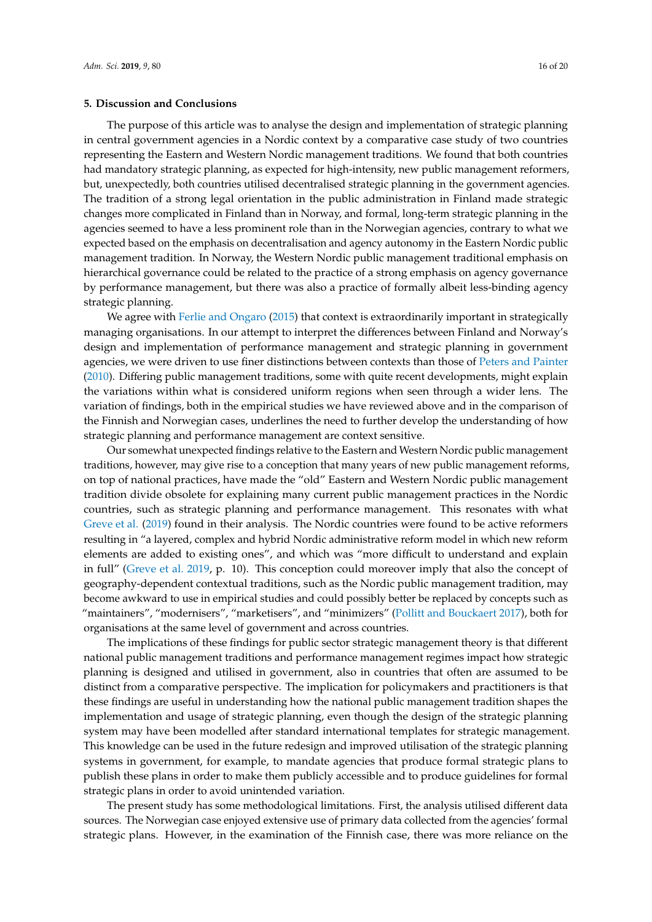## 5. Discussion and Conclusions

The purpose of this article was to analyse the design and implementation of strategic planning in central government agencies in a Nordic context by a comparative case study of two countries representing the Eastern and Western Nordic management traditions. We found that both countries had mandatory strategic planning, as expected for high-intensity, new public management reformers, but, unexpectedly, both countries utilised decentralised strategic planning in the government agencies. The tradition of a strong legal orientation in the public administration in Finland made strategic changes more complicated in Finland than in Norway, and formal, long-term strategic planning in the agencies seemed to have a less prominent role than in the Norwegian agencies, contrary to what we expected based on the emphasis on decentralisation and agency autonomy in the Eastern Nordic public management tradition. In Norway, the Western Nordic public management traditional emphasis on hierarchical governance could be related to the practice of a strong emphasis on agency governance by performance management, but there was also a practice of formally albeit less-binding agency strategic planning.

We agree with Ferlie and Ongaro (2015) that context is extraordinarily important in strategically managing organisations. In our attempt to interpret the differences between Finland and Norway's design and implementation of performance management and strategic planning in government agencies, we were driven to use finer distinctions between contexts than those of Peters and Painter (2010). Differing public management traditions, some with quite recent developments, might explain the variations within what is considered uniform regions when seen through a wider lens. The variation of findings, both in the empirical studies we have reviewed above and in the comparison of the Finnish and Norwegian cases, underlines the need to further develop the understanding of how strategic planning and performance management are context sensitive.

Our somewhat unexpected findings relative to the Eastern and Western Nordic public management traditions, however, may give rise to a conception that many years of new public management reforms, on top of national practices, have made the "old" Eastern and Western Nordic public management tradition divide obsolete for explaining many current public management practices in the Nordic countries, such as strategic planning and performance management. This resonates with what Greve et al. (2019) found in their analysis. The Nordic countries were found to be active reformers resulting in "a layered, complex and hybrid Nordic administrative reform model in which new reform elements are added to existing ones", and which was "more difficult to understand and explain in full" (Greve et al. 2019, p. 10). This conception could moreover imply that also the concept of geography-dependent contextual traditions, such as the Nordic public management tradition, may become awkward to use in empirical studies and could possibly better be replaced by concepts such as "maintainers", "modernisers", "marketisers", and "minimizers" (Pollitt and Bouckaert 2017), both for organisations at the same level of government and across countries.

The implications of these findings for public sector strategic management theory is that different national public management traditions and performance management regimes impact how strategic planning is designed and utilised in government, also in countries that often are assumed to be distinct from a comparative perspective. The implication for policymakers and practitioners is that these findings are useful in understanding how the national public management tradition shapes the implementation and usage of strategic planning, even though the design of the strategic planning system may have been modelled after standard international templates for strategic management. This knowledge can be used in the future redesign and improved utilisation of the strategic planning systems in government, for example, to mandate agencies that produce formal strategic plans to publish these plans in order to make them publicly accessible and to produce guidelines for formal strategic plans in order to avoid unintended variation.

The present study has some methodological limitations. First, the analysis utilised different data sources. The Norwegian case enjoyed extensive use of primary data collected from the agencies' formal strategic plans. However, in the examination of the Finnish case, there was more reliance on the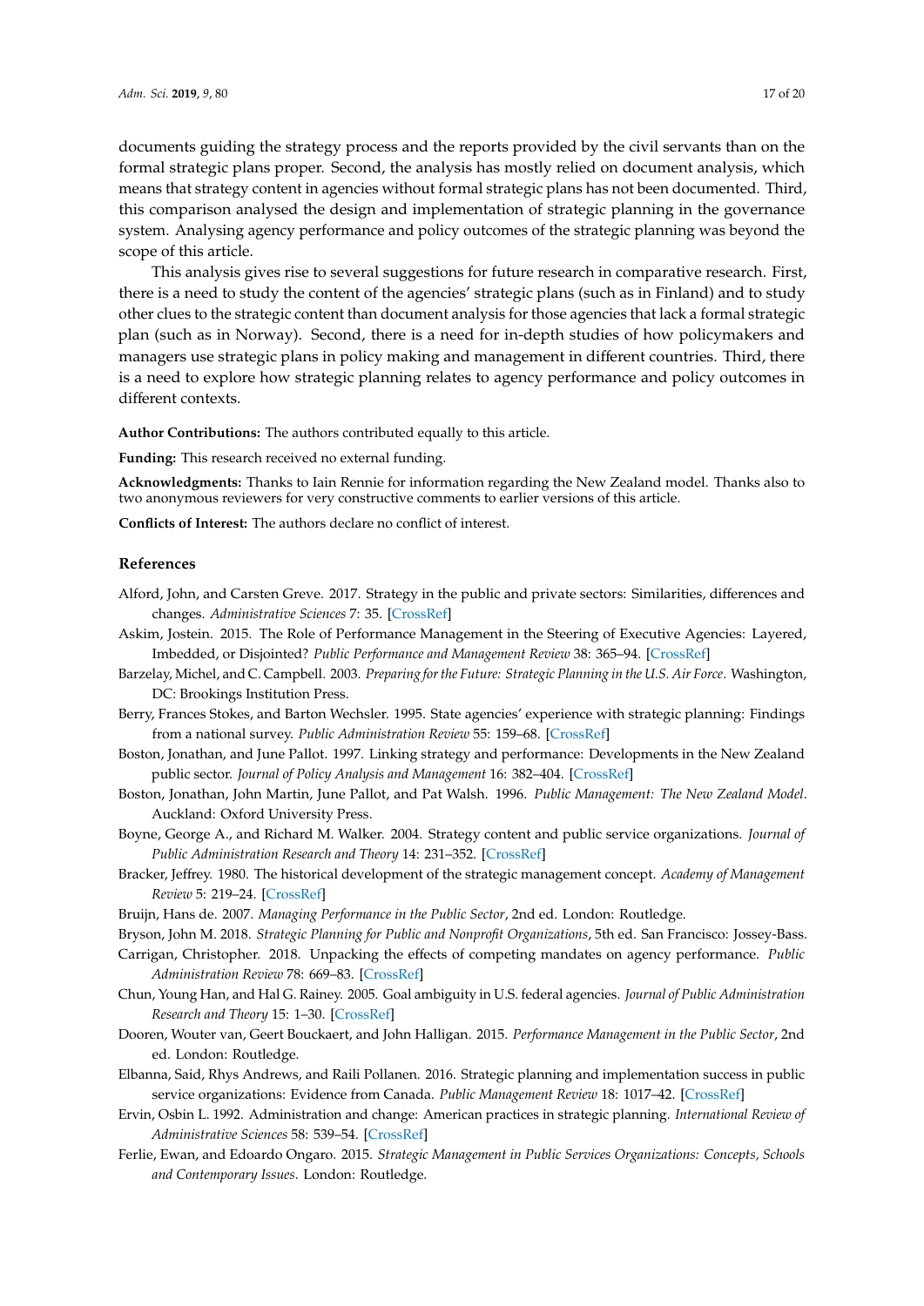documents guiding the strategy process and the reports provided by the civil servants than on the formal strategic plans proper. Second, the analysis has mostly relied on document analysis, which means that strategy content in agencies without formal strategic plans has not been documented. Third, this comparison analysed the design and implementation of strategic planning in the governance system. Analysing agency performance and policy outcomes of the strategic planning was beyond the scope of this article.

This analysis gives rise to several suggestions for future research in comparative research. First, there is a need to study the content of the agencies' strategic plans (such as in Finland) and to study other clues to the strategic content than document analysis for those agencies that lack a formal strategic plan (such as in Norway). Second, there is a need for in-depth studies of how policymakers and managers use strategic plans in policy making and management in different countries. Third, there is a need to explore how strategic planning relates to agency performance and policy outcomes in different contexts.

**Author Contributions:** The authors contributed equally to this article.

**Funding:** This research received no external funding.

**Acknowledgments:** Thanks to Iain Rennie for information regarding the New Zealand model. Thanks also to two anonymous reviewers for very constructive comments to earlier versions of this article.

**Conflicts of Interest:** The authors declare no conflict of interest.

## References

Alford, John, and Carsten Greve. 2017. Strategy in the public and private sectors: Similarities, differences and changes. *Administrative Sciences* 7: 35. [CrossRef]

Askim, Jostein. 2015. The Role of Performance Management in the Steering of Executive Agencies: Layered, Imbedded, or Disjointed? *Public Performance and Management Review* 38: 365–94. [CrossRef]

Barzelay, Michel, and C. Campbell. 2003. *Preparing for the Future: Strategic Planning in the U.S. Air Force*. Washington, DC: Brookings Institution Press.

Berry, Frances Stokes, and Barton Wechsler. 1995. State agencies' experience with strategic planning: Findings from a national survey. *Public Administration Review* 55: 159–68. [CrossRef]

Boston, Jonathan, and June Pallot. 1997. Linking strategy and performance: Developments in the New Zealand public sector. *Journal of Policy Analysis and Management* 16: 382–404. [CrossRef]

Boston, Jonathan, John Martin, June Pallot, and Pat Walsh. 1996. *Public Management: The New Zealand Model*. Auckland: Oxford University Press.

Boyne, George A., and Richard M. Walker. 2004. Strategy content and public service organizations. *Journal of Public Administration Research and Theory* 14: 231–352. [CrossRef]

Bracker, Jeffrey. 1980. The historical development of the strategic management concept. *Academy of Management Review* 5: 219–24. [CrossRef]

Bruijn, Hans de. 2007. *Managing Performance in the Public Sector*, 2nd ed. London: Routledge.

Bryson, John M. 2018. *Strategic Planning for Public and Nonprofit Organizations*, 5th ed. San Francisco: Jossey-Bass.

Carrigan, Christopher. 2018. Unpacking the effects of competing mandates on agency performance. *Public Administration Review* 78: 669–83. [CrossRef]

Chun, Young Han, and Hal G. Rainey. 2005. Goal ambiguity in U.S. federal agencies. *Journal of Public Administration Research and Theory* 15: 1–30. [CrossRef]

Dooren, Wouter van, Geert Bouckaert, and John Halligan. 2015. *Performance Management in the Public Sector*, 2nd ed. London: Routledge.

Elbanna, Said, Rhys Andrews, and Raili Pollanen. 2016. Strategic planning and implementation success in public service organizations: Evidence from Canada. *Public Management Review* 18: 1017–42. [CrossRef]

Ervin, Osbin L. 1992. Administration and change: American practices in strategic planning. *International Review of Administrative Sciences* 58: 539–54. [CrossRef]

Ferlie, Ewan, and Edoardo Ongaro. 2015. *Strategic Management in Public Services Organizations: Concepts, Schools and Contemporary Issues*. London: Routledge.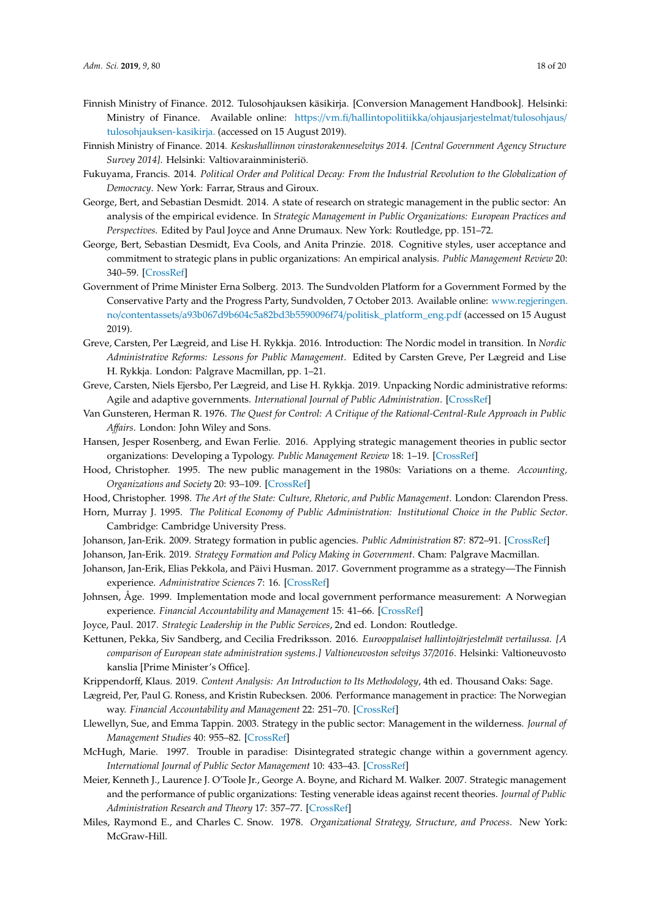Finnish Ministry of Finance. 2012. Tulosohjauksen käsikirja. [Conversion Management Handbook]. Helsinki: Ministry of Finance. Available online: https://vm.fi/hallintopolitiikka/ohjausjarjestelmat/tulosohjaus/tulosohjauksen-kasikirja. (accessed on 15 August 2019).

Finnish Ministry of Finance. 2014. *Keskushallinnon virastorakenneselvitys 2014. [Central Government Agency Structure Survey 2014]*. Helsinki: Valtiovarainministeriö.

Fukuyama, Francis. 2014. *Political Order and Political Decay: From the Industrial Revolution to the Globalization of Democracy*. New York: Farrar, Straus and Giroux.

George, Bert, and Sebastian Desmidt. 2014. A state of research on strategic management in the public sector: An analysis of the empirical evidence. In *Strategic Management in Public Organizations: European Practices and Perspectives*. Edited by Paul Joyce and Anne Drumaux. New York: Routledge, pp. 151–72.

George, Bert, Sebastian Desmidt, Eva Cools, and Anita Prinzie. 2018. Cognitive styles, user acceptance and commitment to strategic plans in public organizations: An empirical analysis. *Public Management Review* 20: 340–59. [CrossRef]

Government of Prime Minister Erna Solberg. 2013. The Sundvolden Platform for a Government Formed by the Conservative Party and the Progress Party, Sundvolden, 7 October 2013. Available online: www.regjeringen.no/contentassets/a93b067d9b604c5a82bd3b5590096f74/politisk_platform_eng.pdf (accessed on 15 August 2019).

Greve, Carsten, Per Lægreid, and Lise H. Rykkja. 2016. Introduction: The Nordic model in transition. In *Nordic Administrative Reforms: Lessons for Public Management*. Edited by Carsten Greve, Per Lægreid and Lise H. Rykkja. London: Palgrave Macmillan, pp. 1–21.

Greve, Carsten, Niels Ejersbo, Per Lægreid, and Lise H. Rykkja. 2019. Unpacking Nordic administrative reforms: Agile and adaptive governments. *International Journal of Public Administration*. [CrossRef]

Van Gunsteren, Herman R. 1976. *The Quest for Control: A Critique of the Rational-Central-Rule Approach in Public Affairs*. London: John Wiley and Sons.

Hansen, Jesper Rosenberg, and Ewan Ferlie. 2016. Applying strategic management theories in public sector organizations: Developing a Typology. *Public Management Review* 18: 1–19. [CrossRef]

Hood, Christopher. 1995. The new public management in the 1980s: Variations on a theme. *Accounting, Organizations and Society* 20: 93–109. [CrossRef]

Hood, Christopher. 1998. *The Art of the State: Culture, Rhetoric, and Public Management*. London: Clarendon Press.

Horn, Murray J. 1995. *The Political Economy of Public Administration: Institutional Choice in the Public Sector*. Cambridge: Cambridge University Press.

Johanson, Jan-Erik. 2009. Strategy formation in public agencies. *Public Administration* 87: 872–91. [CrossRef]

Johanson, Jan-Erik. 2019. *Strategy Formation and Policy Making in Government*. Cham: Palgrave Macmillan.

Johanson, Jan-Erik, Elias Pekkola, and Päivi Husman. 2017. Government programme as a strategy—The Finnish experience. *Administrative Sciences* 7: 16. [CrossRef]

Johnsen, Åge. 1999. Implementation mode and local government performance measurement: A Norwegian experience. *Financial Accountability and Management* 15: 41–66. [CrossRef]

Joyce, Paul. 2017. *Strategic Leadership in the Public Services*, 2nd ed. London: Routledge.

Kettunen, Pekka, Siv Sandberg, and Cecilia Fredriksson. 2016. *Eurooppalaiset hallintojärjestelmät vertailussa. [A comparison of European state administration systems.] Valtioneuvoston selvitys 37/2016*. Helsinki: Valtioneuvosto kanslia [Prime Minister's Office].

Krippendorff, Klaus. 2019. *Content Analysis: An Introduction to Its Methodology*, 4th ed. Thousand Oaks: Sage.

Lægreid, Per, Paul G. Roness, and Kristin Rubecksen. 2006. Performance management in practice: The Norwegian way. *Financial Accountability and Management* 22: 251–70. [CrossRef]

Llewellyn, Sue, and Emma Tappin. 2003. Strategy in the public sector: Management in the wilderness. *Journal of Management Studies* 40: 955–82. [CrossRef]

McHugh, Marie. 1997. Trouble in paradise: Disintegrated strategic change within a government agency. *International Journal of Public Sector Management* 10: 433–43. [CrossRef]

Meier, Kenneth J., Laurence J. O'Toole Jr., George A. Boyne, and Richard M. Walker. 2007. Strategic management and the performance of public organizations: Testing venerable ideas against recent theories. *Journal of Public Administration Research and Theory* 17: 357–77. [CrossRef]

Miles, Raymond E., and Charles C. Snow. 1978. *Organizational Strategy, Structure, and Process*. New York: McGraw-Hill.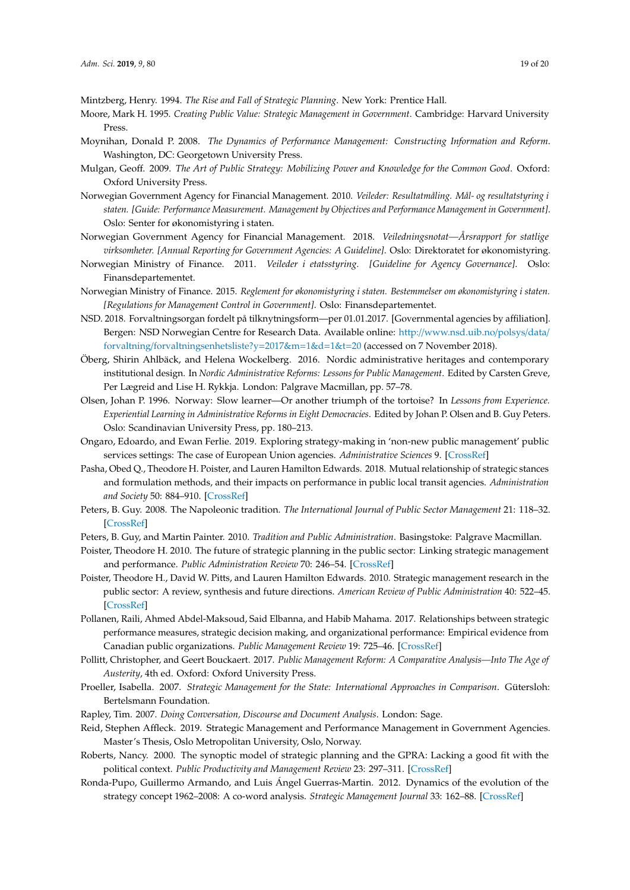Mintzberg, Henry. 1994. *The Rise and Fall of Strategic Planning*. New York: Prentice Hall.

Moore, Mark H. 1995. *Creating Public Value: Strategic Management in Government*. Cambridge: Harvard University Press.

Moynihan, Donald P. 2008. *The Dynamics of Performance Management: Constructing Information and Reform*. Washington, DC: Georgetown University Press.

Mulgan, Geoff. 2009. *The Art of Public Strategy: Mobilizing Power and Knowledge for the Common Good*. Oxford: Oxford University Press.

Norwegian Government Agency for Financial Management. 2010. *Veileder: Resultatmåling. Mål- og resultatstyring i staten. [Guide: Performance Measurement. Management by Objectives and Performance Management in Government]*. Oslo: Senter for økonomistyring i staten.

Norwegian Government Agency for Financial Management. 2018. *Veiledningsnotat—Årsrapport for statlige virksomheter. [Annual Reporting for Government Agencies: A Guideline]*. Oslo: Direktoratet for økonomistyring.

Norwegian Ministry of Finance. 2011. *Veileder i etatsstyring. [Guideline for Agency Governance]*. Oslo: Finansdepartementet.

Norwegian Ministry of Finance. 2015. *Reglement for økonomistyring i staten. Bestemmelser om økonomistyring i staten. [Regulations for Management Control in Government]*. Oslo: Finansdepartementet.

NSD. 2018. Forvaltningsorgan fordelt på tilknytningsform—per 01.01.2017. [Governmental agencies by affiliation]. Bergen: NSD Norwegian Centre for Research Data. Available online: http://www.nsd.uib.no/polsys/data/forvaltning/forvaltningsenhetsliste?y=2017&m=1&d=1&t=20 (accessed on 7 November 2018).

Öberg, Shirin Ahlbäck, and Helena Wockelberg. 2016. Nordic administrative heritages and contemporary institutional design. In *Nordic Administrative Reforms: Lessons for Public Management*. Edited by Carsten Greve, Per Lægreid and Lise H. Rykkja. London: Palgrave Macmillan, pp. 57–78.

Olsen, Johan P. 1996. Norway: Slow learner—Or another triumph of the tortoise? In *Lessons from Experience. Experiential Learning in Administrative Reforms in Eight Democracies*. Edited by Johan P. Olsen and B. Guy Peters. Oslo: Scandinavian University Press, pp. 180–213.

Ongaro, Edoardo, and Ewan Ferlie. 2019. Exploring strategy-making in 'non-new public management' public services settings: The case of European Union agencies. *Administrative Sciences* 9. [CrossRef]

Pasha, Obed Q., Theodore H. Poister, and Lauren Hamilton Edwards. 2018. Mutual relationship of strategic stances and formulation methods, and their impacts on performance in public local transit agencies. *Administration and Society* 50: 884–910. [CrossRef]

Peters, B. Guy. 2008. The Napoleonic tradition. *The International Journal of Public Sector Management* 21: 118–32. [CrossRef]

Peters, B. Guy, and Martin Painter. 2010. *Tradition and Public Administration*. Basingstoke: Palgrave Macmillan.

Poister, Theodore H. 2010. The future of strategic planning in the public sector: Linking strategic management and performance. *Public Administration Review* 70: 246–54. [CrossRef]

Poister, Theodore H., David W. Pitts, and Lauren Hamilton Edwards. 2010. Strategic management research in the public sector: A review, synthesis and future directions. *American Review of Public Administration* 40: 522–45. [CrossRef]

Pollanen, Raili, Ahmed Abdel-Maksoud, Said Elbanna, and Habib Mahama. 2017. Relationships between strategic performance measures, strategic decision making, and organizational performance: Empirical evidence from Canadian public organizations. *Public Management Review* 19: 725–46. [CrossRef]

Pollitt, Christopher, and Geert Bouckaert. 2017. *Public Management Reform: A Comparative Analysis—Into The Age of Austerity*, 4th ed. Oxford: Oxford University Press.

Proeller, Isabella. 2007. *Strategic Management for the State: International Approaches in Comparison*. Gütersloh: Bertelsmann Foundation.

Rapley, Tim. 2007. *Doing Conversation, Discourse and Document Analysis*. London: Sage.

Reid, Stephen Affleck. 2019. Strategic Management and Performance Management in Government Agencies. Master's Thesis, Oslo Metropolitan University, Oslo, Norway.

Roberts, Nancy. 2000. The synoptic model of strategic planning and the GPRA: Lacking a good fit with the political context. *Public Productivity and Management Review* 23: 297–311. [CrossRef]

Ronda-Pupo, Guillermo Armando, and Luis Ángel Guerras-Martin. 2012. Dynamics of the evolution of the strategy concept 1962–2008: A co-word analysis. *Strategic Management Journal* 33: 162–88. [CrossRef]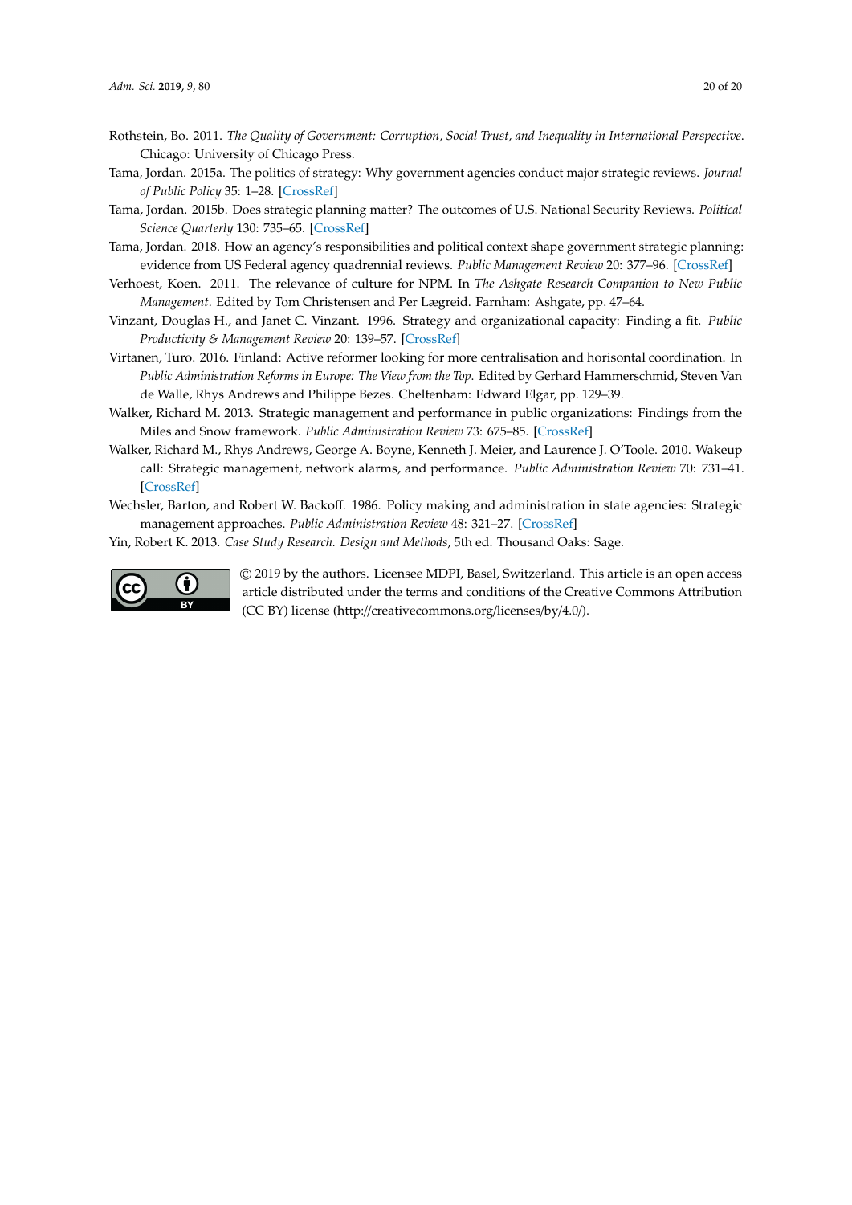Rothstein, Bo. 2011. *The Quality of Government: Corruption, Social Trust, and Inequality in International Perspective*. Chicago: University of Chicago Press.

Tama, Jordan. 2015a. The politics of strategy: Why government agencies conduct major strategic reviews. *Journal of Public Policy* 35: 1–28. [CrossRef]

Tama, Jordan. 2015b. Does strategic planning matter? The outcomes of U.S. National Security Reviews. *Political Science Quarterly* 130: 735–65. [CrossRef]

Tama, Jordan. 2018. How an agency's responsibilities and political context shape government strategic planning: evidence from US Federal agency quadrennial reviews. *Public Management Review* 20: 377–96. [CrossRef]

Verhoest, Koen. 2011. The relevance of culture for NPM. In *The Ashgate Research Companion to New Public Management*. Edited by Tom Christensen and Per Lægreid. Farnham: Ashgate, pp. 47–64.

Vinzant, Douglas H., and Janet C. Vinzant. 1996. Strategy and organizational capacity: Finding a fit. *Public Productivity & Management Review* 20: 139–57. [CrossRef]

Virtanen, Turo. 2016. Finland: Active reformer looking for more centralisation and horisontal coordination. In *Public Administration Reforms in Europe: The View from the Top*. Edited by Gerhard Hammerschmid, Steven Van de Walle, Rhys Andrews and Philippe Bezes. Cheltenham: Edward Elgar, pp. 129–39.

Walker, Richard M. 2013. Strategic management and performance in public organizations: Findings from the Miles and Snow framework. *Public Administration Review* 73: 675–85. [CrossRef]

Walker, Richard M., Rhys Andrews, George A. Boyne, Kenneth J. Meier, and Laurence J. O'Toole. 2010. Wakeup call: Strategic management, network alarms, and performance. *Public Administration Review* 70: 731–41. [CrossRef]

Wechsler, Barton, and Robert W. Backoff. 1986. Policy making and administration in state agencies: Strategic management approaches. *Public Administration Review* 48: 321–27. [CrossRef]

Yin, Robert K. 2013. *Case Study Research. Design and Methods*, 5th ed. Thousand Oaks: Sage.

© 2019 by the authors. Licensee MDPI, Basel, Switzerland. This article is an open access article distributed under the terms and conditions of the Creative Commons Attribution (CC BY) license (http://creativecommons.org/licenses/by/4.0/).